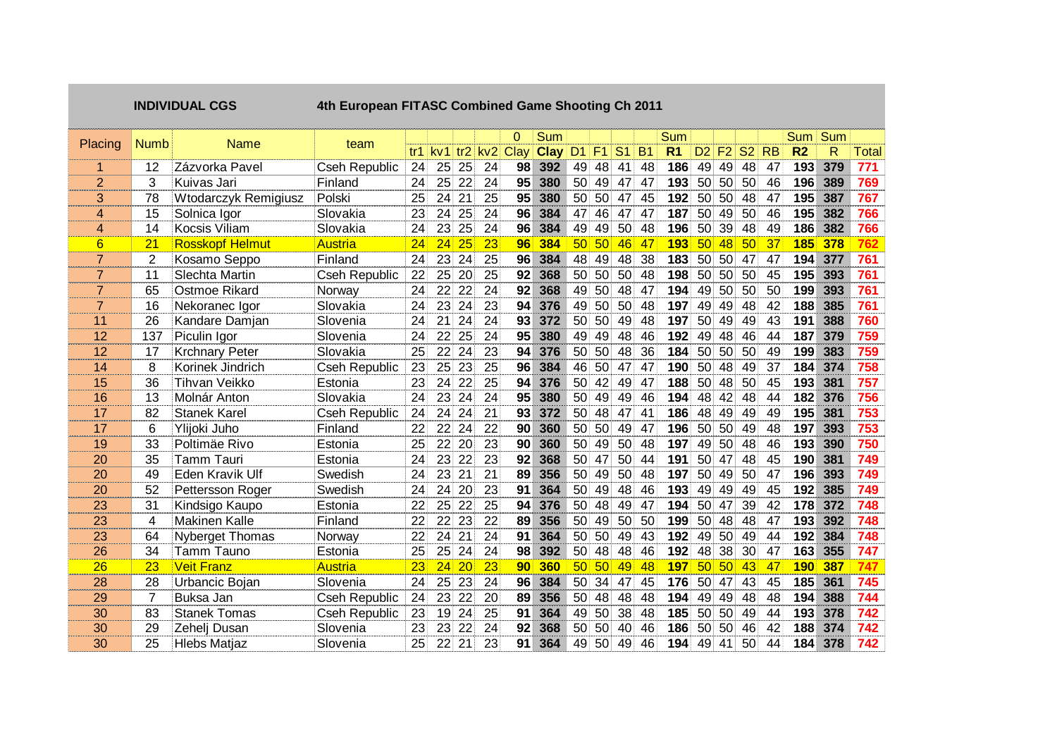**INDIVIDUAL CGS** **4th European FITASC Combined Game Shooting Ch 2011**

| Placing | Numb | Name | team | tr1 | kv1 | tr2 | kv2 | 0 Clay | Sum Clay | D1 | F1 | S1 | B1 | Sum R1 | D2 | F2 | S2 | RB | Sum R2 | Sum R | Total |
|---|---|---|---|---|---|---|---|---|---|---|---|---|---|---|---|---|---|---|---|---|---|
| 1 | 12 | Zázvorka Pavel | Cseh Republic | 24 | 25 | 25 | 24 | 98 | 392 | 49 | 48 | 41 | 48 | 186 | 49 | 49 | 48 | 47 | 193 | 379 | 771 |
| 2 | 3 | Kuivas Jari | Finland | 24 | 25 | 22 | 24 | 95 | 380 | 50 | 49 | 47 | 47 | 193 | 50 | 50 | 50 | 46 | 196 | 389 | 769 |
| 3 | 78 | Wtodarczyk Remigiusz | Polski | 25 | 24 | 21 | 25 | 95 | 380 | 50 | 50 | 47 | 45 | 192 | 50 | 50 | 48 | 47 | 195 | 387 | 767 |
| 4 | 15 | Solnica Igor | Slovakia | 23 | 24 | 25 | 24 | 96 | 384 | 47 | 46 | 47 | 47 | 187 | 50 | 49 | 50 | 46 | 195 | 382 | 766 |
| 4 | 14 | Kocsis Viliam | Slovakia | 24 | 23 | 25 | 24 | 96 | 384 | 49 | 49 | 50 | 48 | 196 | 50 | 39 | 48 | 49 | 186 | 382 | 766 |
| 6 | 21 | Rosskopf Helmut | Austria | 24 | 24 | 25 | 23 | 96 | 384 | 50 | 50 | 46 | 47 | 193 | 50 | 48 | 50 | 37 | 185 | 378 | 762 |
| 7 | 2 | Kosamo Seppo | Finland | 24 | 23 | 24 | 25 | 96 | 384 | 48 | 49 | 48 | 38 | 183 | 50 | 50 | 47 | 47 | 194 | 377 | 761 |
| 7 | 11 | Slechta Martin | Cseh Republic | 22 | 25 | 20 | 25 | 92 | 368 | 50 | 50 | 50 | 48 | 198 | 50 | 50 | 50 | 45 | 195 | 393 | 761 |
| 7 | 65 | Ostmoe Rikard | Norway | 24 | 22 | 22 | 24 | 92 | 368 | 49 | 50 | 48 | 47 | 194 | 49 | 50 | 50 | 50 | 199 | 393 | 761 |
| 7 | 16 | Nekoranec Igor | Slovakia | 24 | 23 | 24 | 23 | 94 | 376 | 49 | 50 | 50 | 48 | 197 | 49 | 49 | 48 | 42 | 188 | 385 | 761 |
| 11 | 26 | Kandare Damjan | Slovenia | 24 | 21 | 24 | 24 | 93 | 372 | 50 | 50 | 49 | 48 | 197 | 50 | 49 | 49 | 43 | 191 | 388 | 760 |
| 12 | 137 | Piculin Igor | Slovenia | 24 | 22 | 25 | 24 | 95 | 380 | 49 | 49 | 48 | 46 | 192 | 49 | 48 | 46 | 44 | 187 | 379 | 759 |
| 12 | 17 | Krchnary Peter | Slovakia | 25 | 22 | 24 | 23 | 94 | 376 | 50 | 50 | 48 | 36 | 184 | 50 | 50 | 50 | 49 | 199 | 383 | 759 |
| 14 | 8 | Korinek Jindrich | Cseh Republic | 23 | 25 | 23 | 25 | 96 | 384 | 46 | 50 | 47 | 47 | 190 | 50 | 48 | 49 | 37 | 184 | 374 | 758 |
| 15 | 36 | Tihvan Veikko | Estonia | 23 | 24 | 22 | 25 | 94 | 376 | 50 | 42 | 49 | 47 | 188 | 50 | 48 | 50 | 45 | 193 | 381 | 757 |
| 16 | 13 | Molnár Anton | Slovakia | 24 | 23 | 24 | 24 | 95 | 380 | 50 | 49 | 49 | 46 | 194 | 48 | 42 | 48 | 44 | 182 | 376 | 756 |
| 17 | 82 | Stanek Karel | Cseh Republic | 24 | 24 | 24 | 21 | 93 | 372 | 50 | 48 | 47 | 41 | 186 | 48 | 49 | 49 | 49 | 195 | 381 | 753 |
| 17 | 6 | Ylijoki Juho | Finland | 22 | 22 | 24 | 22 | 90 | 360 | 50 | 50 | 49 | 47 | 196 | 50 | 50 | 49 | 48 | 197 | 393 | 753 |
| 19 | 33 | Poltimäe Rivo | Estonia | 25 | 22 | 20 | 23 | 90 | 360 | 50 | 49 | 50 | 48 | 197 | 49 | 50 | 48 | 46 | 193 | 390 | 750 |
| 20 | 35 | Tamm Tauri | Estonia | 24 | 23 | 22 | 23 | 92 | 368 | 50 | 47 | 50 | 44 | 191 | 50 | 47 | 48 | 45 | 190 | 381 | 749 |
| 20 | 49 | Eden Kravik Ulf | Swedish | 24 | 23 | 21 | 21 | 89 | 356 | 50 | 49 | 50 | 48 | 197 | 50 | 49 | 50 | 47 | 196 | 393 | 749 |
| 20 | 52 | Pettersson Roger | Swedish | 24 | 24 | 20 | 23 | 91 | 364 | 50 | 49 | 48 | 46 | 193 | 49 | 49 | 49 | 45 | 192 | 385 | 749 |
| 23 | 31 | Kindsigo Kaupo | Estonia | 22 | 25 | 22 | 25 | 94 | 376 | 50 | 48 | 49 | 47 | 194 | 50 | 47 | 39 | 42 | 178 | 372 | 748 |
| 23 | 4 | Makinen Kalle | Finland | 22 | 22 | 23 | 22 | 89 | 356 | 50 | 49 | 50 | 50 | 199 | 50 | 48 | 48 | 47 | 193 | 392 | 748 |
| 23 | 64 | Nyberget Thomas | Norway | 22 | 24 | 21 | 24 | 91 | 364 | 50 | 50 | 49 | 43 | 192 | 49 | 50 | 49 | 44 | 192 | 384 | 748 |
| 26 | 34 | Tamm Tauno | Estonia | 25 | 25 | 24 | 24 | 98 | 392 | 50 | 48 | 48 | 46 | 192 | 48 | 38 | 30 | 47 | 163 | 355 | 747 |
| 26 | 23 | Veit Franz | Austria | 23 | 24 | 20 | 23 | 90 | 360 | 50 | 50 | 49 | 48 | 197 | 50 | 50 | 43 | 47 | 190 | 387 | 747 |
| 28 | 28 | Urbancic Bojan | Slovenia | 24 | 25 | 23 | 24 | 96 | 384 | 50 | 34 | 47 | 45 | 176 | 50 | 47 | 43 | 45 | 185 | 361 | 745 |
| 29 | 7 | Buksa Jan | Cseh Republic | 24 | 23 | 22 | 20 | 89 | 356 | 50 | 48 | 48 | 48 | 194 | 49 | 49 | 48 | 48 | 194 | 388 | 744 |
| 30 | 83 | Stanek Tomas | Cseh Republic | 23 | 19 | 24 | 25 | 91 | 364 | 49 | 50 | 38 | 48 | 185 | 50 | 50 | 49 | 44 | 193 | 378 | 742 |
| 30 | 29 | Zehelj Dusan | Slovenia | 23 | 23 | 22 | 24 | 92 | 368 | 50 | 50 | 40 | 46 | 186 | 50 | 50 | 46 | 42 | 188 | 374 | 742 |
| 30 | 25 | Hlebs Matjaz | Slovenia | 25 | 22 | 21 | 23 | 91 | 364 | 49 | 50 | 49 | 46 | 194 | 49 | 41 | 50 | 44 | 184 | 378 | 742 |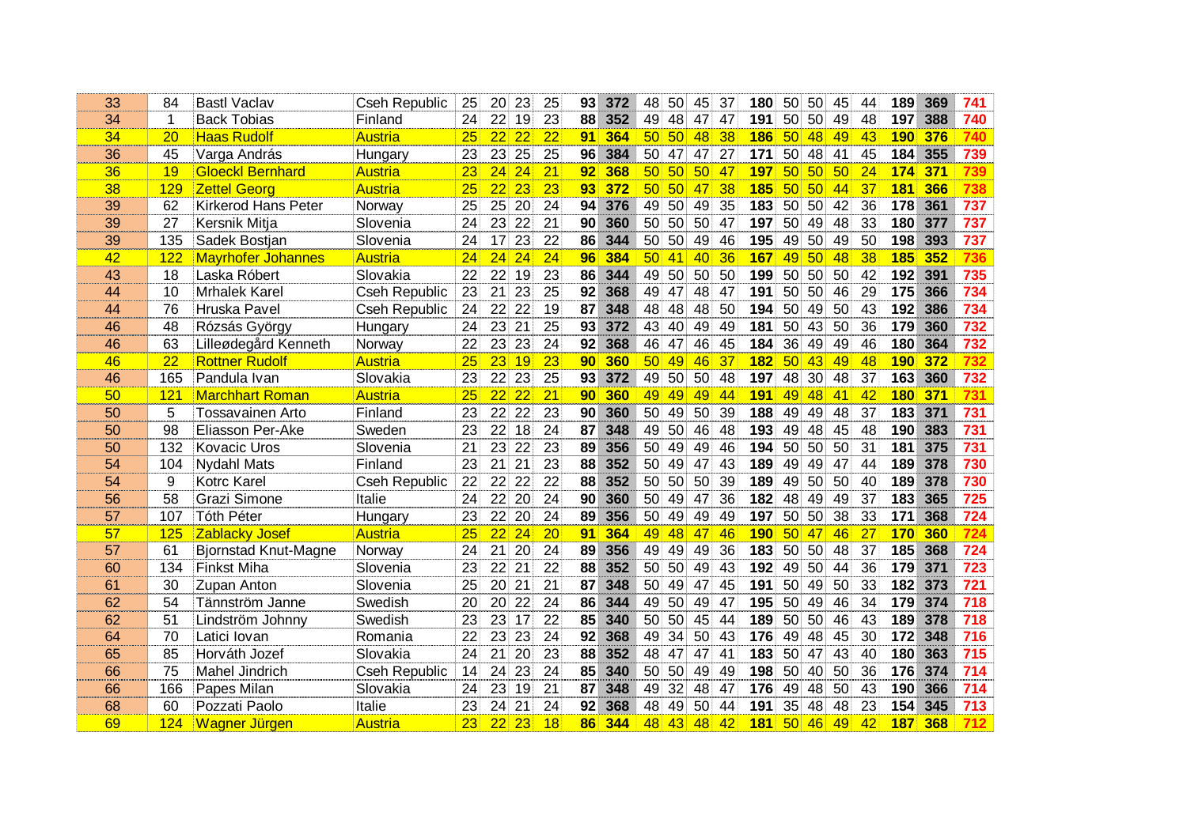| | | | | | | | | | | | | | | | | | | | | | | | |
|---|---|---|---|---|---|---|---|---|---|---|---|---|---|---|---|---|---|---|---|---|---|---|---|
| 33 | 84 | Bastl Vaclav | Cseh Republic | 25 | 20 | 23 | 25 | 93 | 372 | 48 | 50 | 45 | 37 | 180 | 50 | 50 | 45 | 44 | 189 | 369 | 741 |
| 34 | 1 | Back Tobias | Finland | 24 | 22 | 19 | 23 | 88 | 352 | 49 | 48 | 47 | 47 | 191 | 50 | 50 | 49 | 48 | 197 | 388 | 740 |
| 34 | 20 | Haas Rudolf | Austria | 25 | 22 | 22 | 22 | 91 | 364 | 50 | 50 | 48 | 38 | 186 | 50 | 48 | 49 | 43 | 190 | 376 | 740 |
| 36 | 45 | Varga András | Hungary | 23 | 23 | 25 | 25 | 96 | 384 | 50 | 47 | 47 | 27 | 171 | 50 | 48 | 41 | 45 | 184 | 355 | 739 |
| 36 | 19 | Gloeckl Bernhard | Austria | 23 | 24 | 24 | 21 | 92 | 368 | 50 | 50 | 50 | 47 | 197 | 50 | 50 | 50 | 24 | 174 | 371 | 739 |
| 38 | 129 | Zettel Georg | Austria | 25 | 22 | 23 | 23 | 93 | 372 | 50 | 50 | 47 | 38 | 185 | 50 | 50 | 44 | 37 | 181 | 366 | 738 |
| 39 | 62 | Kirkerod Hans Peter | Norway | 25 | 25 | 20 | 24 | 94 | 376 | 49 | 50 | 49 | 35 | 183 | 50 | 50 | 42 | 36 | 178 | 361 | 737 |
| 39 | 27 | Kersnik Mitja | Slovenia | 24 | 23 | 22 | 21 | 90 | 360 | 50 | 50 | 50 | 47 | 197 | 50 | 49 | 48 | 33 | 180 | 377 | 737 |
| 39 | 135 | Sadek Bostjan | Slovenia | 24 | 17 | 23 | 22 | 86 | 344 | 50 | 50 | 49 | 46 | 195 | 49 | 50 | 49 | 50 | 198 | 393 | 737 |
| 42 | 122 | Mayrhofer Johannes | Austria | 24 | 24 | 24 | 24 | 96 | 384 | 50 | 41 | 40 | 36 | 167 | 49 | 50 | 48 | 38 | 185 | 352 | 736 |
| 43 | 18 | Laska Róbert | Slovakia | 22 | 22 | 19 | 23 | 86 | 344 | 49 | 50 | 50 | 50 | 199 | 50 | 50 | 50 | 42 | 192 | 391 | 735 |
| 44 | 10 | Mrhalek Karel | Cseh Republic | 23 | 21 | 23 | 25 | 92 | 368 | 49 | 47 | 48 | 47 | 191 | 50 | 50 | 46 | 29 | 175 | 366 | 734 |
| 44 | 76 | Hruska Pavel | Cseh Republic | 24 | 22 | 22 | 19 | 87 | 348 | 48 | 48 | 48 | 50 | 194 | 50 | 49 | 50 | 43 | 192 | 386 | 734 |
| 46 | 48 | Rózsás György | Hungary | 24 | 23 | 21 | 25 | 93 | 372 | 43 | 40 | 49 | 49 | 181 | 50 | 43 | 50 | 36 | 179 | 360 | 732 |
| 46 | 63 | Lilleødegård Kenneth | Norway | 22 | 23 | 23 | 24 | 92 | 368 | 46 | 47 | 46 | 45 | 184 | 36 | 49 | 49 | 46 | 180 | 364 | 732 |
| 46 | 22 | Rottner Rudolf | Austria | 25 | 23 | 19 | 23 | 90 | 360 | 50 | 49 | 46 | 37 | 182 | 50 | 43 | 49 | 48 | 190 | 372 | 732 |
| 46 | 165 | Pandula Ivan | Slovakia | 23 | 22 | 23 | 25 | 93 | 372 | 49 | 50 | 50 | 48 | 197 | 48 | 30 | 48 | 37 | 163 | 360 | 732 |
| 50 | 121 | Marchhart Roman | Austria | 25 | 22 | 22 | 21 | 90 | 360 | 49 | 49 | 49 | 44 | 191 | 49 | 48 | 41 | 42 | 180 | 371 | 731 |
| 50 | 5 | Tossavainen Arto | Finland | 23 | 22 | 22 | 23 | 90 | 360 | 50 | 49 | 50 | 39 | 188 | 49 | 49 | 48 | 37 | 183 | 371 | 731 |
| 50 | 98 | Eliasson Per-Ake | Sweden | 23 | 22 | 18 | 24 | 87 | 348 | 49 | 50 | 46 | 48 | 193 | 49 | 48 | 45 | 48 | 190 | 383 | 731 |
| 50 | 132 | Kovacic Uros | Slovenia | 21 | 23 | 22 | 23 | 89 | 356 | 50 | 49 | 49 | 46 | 194 | 50 | 50 | 50 | 31 | 181 | 375 | 731 |
| 54 | 104 | Nydahl Mats | Finland | 23 | 21 | 21 | 23 | 88 | 352 | 50 | 49 | 47 | 43 | 189 | 49 | 49 | 47 | 44 | 189 | 378 | 730 |
| 54 | 9 | Kotrc Karel | Cseh Republic | 22 | 22 | 22 | 22 | 88 | 352 | 50 | 50 | 50 | 39 | 189 | 49 | 50 | 50 | 40 | 189 | 378 | 730 |
| 56 | 58 | Grazi Simone | Italie | 24 | 22 | 20 | 24 | 90 | 360 | 50 | 49 | 47 | 36 | 182 | 48 | 49 | 49 | 37 | 183 | 365 | 725 |
| 57 | 107 | Tóth Péter | Hungary | 23 | 22 | 20 | 24 | 89 | 356 | 50 | 49 | 49 | 49 | 197 | 50 | 50 | 38 | 33 | 171 | 368 | 724 |
| 57 | 125 | Zablacky Josef | Austria | 25 | 22 | 24 | 20 | 91 | 364 | 49 | 48 | 47 | 46 | 190 | 50 | 47 | 46 | 27 | 170 | 360 | 724 |
| 57 | 61 | Bjornstad Knut-Magne | Norway | 24 | 21 | 20 | 24 | 89 | 356 | 49 | 49 | 49 | 36 | 183 | 50 | 50 | 48 | 37 | 185 | 368 | 724 |
| 60 | 134 | Finkst Miha | Slovenia | 23 | 22 | 21 | 22 | 88 | 352 | 50 | 50 | 49 | 43 | 192 | 49 | 50 | 44 | 36 | 179 | 371 | 723 |
| 61 | 30 | Zupan Anton | Slovenia | 25 | 20 | 21 | 21 | 87 | 348 | 50 | 49 | 47 | 45 | 191 | 50 | 49 | 50 | 33 | 182 | 373 | 721 |
| 62 | 54 | Tännström Janne | Swedish | 20 | 20 | 22 | 24 | 86 | 344 | 49 | 50 | 49 | 47 | 195 | 50 | 49 | 46 | 34 | 179 | 374 | 718 |
| 62 | 51 | Lindström Johnny | Swedish | 23 | 23 | 17 | 22 | 85 | 340 | 50 | 50 | 45 | 44 | 189 | 50 | 50 | 46 | 43 | 189 | 378 | 718 |
| 64 | 70 | Latici Iovan | Romania | 22 | 23 | 23 | 24 | 92 | 368 | 49 | 34 | 50 | 43 | 176 | 49 | 48 | 45 | 30 | 172 | 348 | 716 |
| 65 | 85 | Horváth Jozef | Slovakia | 24 | 21 | 20 | 23 | 88 | 352 | 48 | 47 | 47 | 41 | 183 | 50 | 47 | 43 | 40 | 180 | 363 | 715 |
| 66 | 75 | Mahel Jindrich | Cseh Republic | 14 | 24 | 23 | 24 | 85 | 340 | 50 | 50 | 49 | 49 | 198 | 50 | 40 | 50 | 36 | 176 | 374 | 714 |
| 66 | 166 | Papes Milan | Slovakia | 24 | 23 | 19 | 21 | 87 | 348 | 49 | 32 | 48 | 47 | 176 | 49 | 48 | 50 | 43 | 190 | 366 | 714 |
| 68 | 60 | Pozzati Paolo | Italie | 23 | 24 | 21 | 24 | 92 | 368 | 48 | 49 | 50 | 44 | 191 | 35 | 48 | 48 | 23 | 154 | 345 | 713 |
| 69 | 124 | Wagner Jürgen | Austria | 23 | 22 | 23 | 18 | 86 | 344 | 48 | 43 | 48 | 42 | 181 | 50 | 46 | 49 | 42 | 187 | 368 | 712 |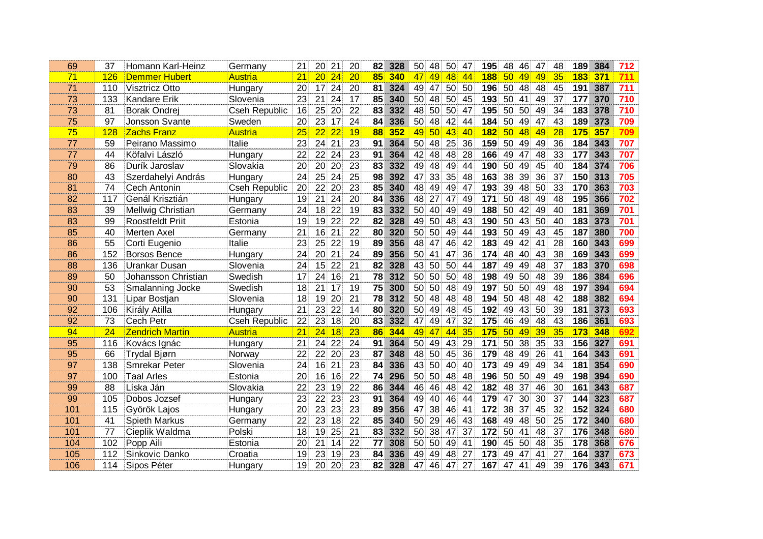| | | | | | | | | | | | | | | | | | | | | | | | | | |
|---|---|---|---|---|---|---|---|---|---|---|---|---|---|---|---|---|---|---|---|---|---|---|---|---|---|
| 69 | 37 | Homann Karl-Heinz | Germany | 21 | 20 | 21 | 20 | 82 | 328 | 50 | 48 | 50 | 47 | 195 | 48 | 46 | 47 | 48 | 189 | 384 | 712 |
| 71 | 126 | Demmer Hubert | Austria | 21 | 20 | 24 | 20 | 85 | 340 | 47 | 49 | 48 | 44 | 188 | 50 | 49 | 49 | 35 | 183 | 371 | 711 |
| 71 | 110 | Visztricz Otto | Hungary | 20 | 17 | 24 | 20 | 81 | 324 | 49 | 47 | 50 | 50 | 196 | 50 | 48 | 48 | 45 | 191 | 387 | 711 |
| 73 | 133 | Kandare Erik | Slovenia | 23 | 21 | 24 | 17 | 85 | 340 | 50 | 48 | 50 | 45 | 193 | 50 | 41 | 49 | 37 | 177 | 370 | 710 |
| 73 | 81 | Borak Ondrej | Cseh Republic | 16 | 25 | 20 | 22 | 83 | 332 | 48 | 50 | 50 | 47 | 195 | 50 | 50 | 49 | 34 | 183 | 378 | 710 |
| 75 | 97 | Jonsson Svante | Sweden | 20 | 23 | 17 | 24 | 84 | 336 | 50 | 48 | 42 | 44 | 184 | 50 | 49 | 47 | 43 | 189 | 373 | 709 |
| 75 | 128 | Zachs Franz | Austria | 25 | 22 | 22 | 19 | 88 | 352 | 49 | 50 | 43 | 40 | 182 | 50 | 48 | 49 | 28 | 175 | 357 | 709 |
| 77 | 59 | Peirano Massimo | Italie | 23 | 24 | 21 | 23 | 91 | 364 | 50 | 48 | 25 | 36 | 159 | 50 | 49 | 49 | 36 | 184 | 343 | 707 |
| 77 | 44 | Kőfalvi László | Hungary | 22 | 22 | 24 | 23 | 91 | 364 | 42 | 48 | 48 | 28 | 166 | 49 | 47 | 48 | 33 | 177 | 343 | 707 |
| 79 | 86 | Durík Jaroslav | Slovakia | 20 | 20 | 20 | 23 | 83 | 332 | 49 | 48 | 49 | 44 | 190 | 50 | 49 | 45 | 40 | 184 | 374 | 706 |
| 80 | 43 | Szerdahelyi András | Hungary | 24 | 25 | 24 | 25 | 98 | 392 | 47 | 33 | 35 | 48 | 163 | 38 | 39 | 36 | 37 | 150 | 313 | 705 |
| 81 | 74 | Cech Antonin | Cseh Republic | 20 | 22 | 20 | 23 | 85 | 340 | 48 | 49 | 49 | 47 | 193 | 39 | 48 | 50 | 33 | 170 | 363 | 703 |
| 82 | 117 | Genál Krisztián | Hungary | 19 | 21 | 24 | 20 | 84 | 336 | 48 | 27 | 47 | 49 | 171 | 50 | 48 | 49 | 48 | 195 | 366 | 702 |
| 83 | 39 | Mellwig Christian | Germany | 24 | 18 | 22 | 19 | 83 | 332 | 50 | 40 | 49 | 49 | 188 | 50 | 42 | 49 | 40 | 181 | 369 | 701 |
| 83 | 99 | Roostfeldt Priit | Estonia | 19 | 19 | 22 | 22 | 82 | 328 | 49 | 50 | 48 | 43 | 190 | 50 | 43 | 50 | 40 | 183 | 373 | 701 |
| 85 | 40 | Merten Axel | Germany | 21 | 16 | 21 | 22 | 80 | 320 | 50 | 50 | 49 | 44 | 193 | 50 | 49 | 43 | 45 | 187 | 380 | 700 |
| 86 | 55 | Corti Eugenio | Italie | 23 | 25 | 22 | 19 | 89 | 356 | 48 | 47 | 46 | 42 | 183 | 49 | 42 | 41 | 28 | 160 | 343 | 699 |
| 86 | 152 | Borsos Bence | Hungary | 24 | 20 | 21 | 24 | 89 | 356 | 50 | 41 | 47 | 36 | 174 | 48 | 40 | 43 | 38 | 169 | 343 | 699 |
| 88 | 136 | Urankar Dusan | Slovenia | 24 | 15 | 22 | 21 | 82 | 328 | 43 | 50 | 50 | 44 | 187 | 49 | 49 | 48 | 37 | 183 | 370 | 698 |
| 89 | 50 | Johansson Christian | Swedish | 17 | 24 | 16 | 21 | 78 | 312 | 50 | 50 | 50 | 48 | 198 | 49 | 50 | 48 | 39 | 186 | 384 | 696 |
| 90 | 53 | Smalanning Jocke | Swedish | 18 | 21 | 17 | 19 | 75 | 300 | 50 | 50 | 48 | 49 | 197 | 50 | 50 | 49 | 48 | 197 | 394 | 694 |
| 90 | 131 | Lipar Bostjan | Slovenia | 18 | 19 | 20 | 21 | 78 | 312 | 50 | 48 | 48 | 48 | 194 | 50 | 48 | 48 | 42 | 188 | 382 | 694 |
| 92 | 106 | Király Atilla | Hungary | 21 | 23 | 22 | 14 | 80 | 320 | 50 | 49 | 48 | 45 | 192 | 49 | 43 | 50 | 39 | 181 | 373 | 693 |
| 92 | 73 | Cech Petr | Cseh Republic | 22 | 23 | 18 | 20 | 83 | 332 | 47 | 49 | 47 | 32 | 175 | 46 | 49 | 48 | 43 | 186 | 361 | 693 |
| 94 | 24 | Zendrich Martin | Austria | 21 | 24 | 18 | 23 | 86 | 344 | 49 | 47 | 44 | 35 | 175 | 50 | 49 | 39 | 35 | 173 | 348 | 692 |
| 95 | 116 | Kovács Ignác | Hungary | 21 | 24 | 22 | 24 | 91 | 364 | 50 | 49 | 43 | 29 | 171 | 50 | 38 | 35 | 33 | 156 | 327 | 691 |
| 95 | 66 | Trydal Bjørn | Norway | 22 | 22 | 20 | 23 | 87 | 348 | 48 | 50 | 45 | 36 | 179 | 48 | 49 | 26 | 41 | 164 | 343 | 691 |
| 97 | 138 | Smrekar Peter | Slovenia | 24 | 16 | 21 | 23 | 84 | 336 | 43 | 50 | 40 | 40 | 173 | 49 | 49 | 49 | 34 | 181 | 354 | 690 |
| 97 | 100 | Taal Arles | Estonia | 20 | 16 | 16 | 22 | 74 | 296 | 50 | 50 | 48 | 48 | 196 | 50 | 50 | 49 | 49 | 198 | 394 | 690 |
| 99 | 88 | Líska Ján | Slovakia | 22 | 23 | 19 | 22 | 86 | 344 | 46 | 46 | 48 | 42 | 182 | 48 | 37 | 46 | 30 | 161 | 343 | 687 |
| 99 | 105 | Dobos Jozsef | Hungary | 23 | 22 | 23 | 23 | 91 | 364 | 49 | 40 | 46 | 44 | 179 | 47 | 30 | 30 | 37 | 144 | 323 | 687 |
| 101 | 115 | Györök Lajos | Hungary | 20 | 23 | 23 | 23 | 89 | 356 | 47 | 38 | 46 | 41 | 172 | 38 | 37 | 45 | 32 | 152 | 324 | 680 |
| 101 | 41 | Spieth Markus | Germany | 22 | 23 | 18 | 22 | 85 | 340 | 50 | 29 | 46 | 43 | 168 | 49 | 48 | 50 | 25 | 172 | 340 | 680 |
| 101 | 77 | Cieplik Waldma | Polski | 18 | 19 | 25 | 21 | 83 | 332 | 50 | 38 | 47 | 37 | 172 | 50 | 41 | 48 | 37 | 176 | 348 | 680 |
| 104 | 102 | Popp Aili | Estonia | 20 | 21 | 14 | 22 | 77 | 308 | 50 | 50 | 49 | 41 | 190 | 45 | 50 | 48 | 35 | 178 | 368 | 676 |
| 105 | 112 | Sinkovic Danko | Croatia | 19 | 23 | 19 | 23 | 84 | 336 | 49 | 49 | 48 | 27 | 173 | 49 | 47 | 41 | 27 | 164 | 337 | 673 |
| 106 | 114 | Sipos Péter | Hungary | 19 | 20 | 20 | 23 | 82 | 328 | 47 | 46 | 47 | 27 | 167 | 47 | 41 | 49 | 39 | 176 | 343 | 671 |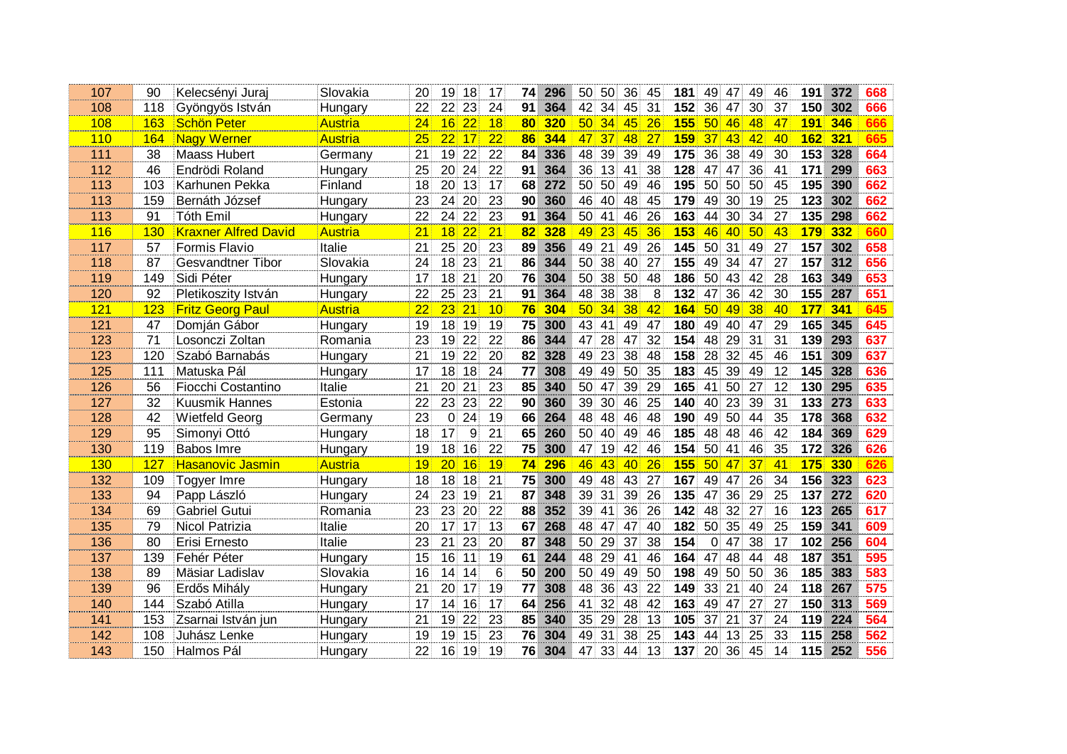| | | | | | | | | | | | | | | | | | | | | | | |
|---|---|---|---|---|---|---|---|---|---|---|---|---|---|---|---|---|---|---|---|---|---|---|
| 107 | 90 | Kelecsényi Juraj | Slovakia | 20 | 19 | 18 | 17 | 74 | 296 | 50 | 50 | 36 | 45 | 181 | 49 | 47 | 49 | 46 | 191 | 372 | 668 |
| 108 | 118 | Gyöngyös István | Hungary | 22 | 22 | 23 | 24 | 91 | 364 | 42 | 34 | 45 | 31 | 152 | 36 | 47 | 30 | 37 | 150 | 302 | 666 |
| 108 | 163 | Schön Peter | Austria | 24 | 16 | 22 | 18 | 80 | 320 | 50 | 34 | 45 | 26 | 155 | 50 | 46 | 48 | 47 | 191 | 346 | 666 |
| 110 | 164 | Nagy Werner | Austria | 25 | 22 | 17 | 22 | 86 | 344 | 47 | 37 | 48 | 27 | 159 | 37 | 43 | 42 | 40 | 162 | 321 | 665 |
| 111 | 38 | Maass Hubert | Germany | 21 | 19 | 22 | 22 | 84 | 336 | 48 | 39 | 39 | 49 | 175 | 36 | 38 | 49 | 30 | 153 | 328 | 664 |
| 112 | 46 | Endrödi Roland | Hungary | 25 | 20 | 24 | 22 | 91 | 364 | 36 | 13 | 41 | 38 | 128 | 47 | 47 | 36 | 41 | 171 | 299 | 663 |
| 113 | 103 | Karhunen Pekka | Finland | 18 | 20 | 13 | 17 | 68 | 272 | 50 | 50 | 49 | 46 | 195 | 50 | 50 | 50 | 45 | 195 | 390 | 662 |
| 113 | 159 | Bernáth József | Hungary | 23 | 24 | 20 | 23 | 90 | 360 | 46 | 40 | 48 | 45 | 179 | 49 | 30 | 19 | 25 | 123 | 302 | 662 |
| 113 | 91 | Tóth Emil | Hungary | 22 | 24 | 22 | 23 | 91 | 364 | 50 | 41 | 46 | 26 | 163 | 44 | 30 | 34 | 27 | 135 | 298 | 662 |
| 116 | 130 | Kraxner Alfred David | Austria | 21 | 18 | 22 | 21 | 82 | 328 | 49 | 23 | 45 | 36 | 153 | 46 | 40 | 50 | 43 | 179 | 332 | 660 |
| 117 | 57 | Formis Flavio | Italie | 21 | 25 | 20 | 23 | 89 | 356 | 49 | 21 | 49 | 26 | 145 | 50 | 31 | 49 | 27 | 157 | 302 | 658 |
| 118 | 87 | Gesvandtner Tibor | Slovakia | 24 | 18 | 23 | 21 | 86 | 344 | 50 | 38 | 40 | 27 | 155 | 49 | 34 | 47 | 27 | 157 | 312 | 656 |
| 119 | 149 | Sidi Péter | Hungary | 17 | 18 | 21 | 20 | 76 | 304 | 50 | 38 | 50 | 48 | 186 | 50 | 43 | 42 | 28 | 163 | 349 | 653 |
| 120 | 92 | Pletikoszity István | Hungary | 22 | 25 | 23 | 21 | 91 | 364 | 48 | 38 | 38 | 8 | 132 | 47 | 36 | 42 | 30 | 155 | 287 | 651 |
| 121 | 123 | Fritz Georg Paul | Austria | 22 | 23 | 21 | 10 | 76 | 304 | 50 | 34 | 38 | 42 | 164 | 50 | 49 | 38 | 40 | 177 | 341 | 645 |
| 121 | 47 | Domján Gábor | Hungary | 19 | 18 | 19 | 19 | 75 | 300 | 43 | 41 | 49 | 47 | 180 | 49 | 40 | 47 | 29 | 165 | 345 | 645 |
| 123 | 71 | Losonczi Zoltan | Romania | 23 | 19 | 22 | 22 | 86 | 344 | 47 | 28 | 47 | 32 | 154 | 48 | 29 | 31 | 31 | 139 | 293 | 637 |
| 123 | 120 | Szabó Barnabás | Hungary | 21 | 19 | 22 | 20 | 82 | 328 | 49 | 23 | 38 | 48 | 158 | 28 | 32 | 45 | 46 | 151 | 309 | 637 |
| 125 | 111 | Matuska Pál | Hungary | 17 | 18 | 18 | 24 | 77 | 308 | 49 | 49 | 50 | 35 | 183 | 45 | 39 | 49 | 12 | 145 | 328 | 636 |
| 126 | 56 | Fiocchi Costantino | Italie | 21 | 20 | 21 | 23 | 85 | 340 | 50 | 47 | 39 | 29 | 165 | 41 | 50 | 27 | 12 | 130 | 295 | 635 |
| 127 | 32 | Kuusmik Hannes | Estonia | 22 | 23 | 23 | 22 | 90 | 360 | 39 | 30 | 46 | 25 | 140 | 40 | 23 | 39 | 31 | 133 | 273 | 633 |
| 128 | 42 | Wietfeld Georg | Germany | 23 | 0 | 24 | 19 | 66 | 264 | 48 | 48 | 46 | 48 | 190 | 49 | 50 | 44 | 35 | 178 | 368 | 632 |
| 129 | 95 | Simonyi Ottó | Hungary | 18 | 17 | 9 | 21 | 65 | 260 | 50 | 40 | 49 | 46 | 185 | 48 | 48 | 46 | 42 | 184 | 369 | 629 |
| 130 | 119 | Babos Imre | Hungary | 19 | 18 | 16 | 22 | 75 | 300 | 47 | 19 | 42 | 46 | 154 | 50 | 41 | 46 | 35 | 172 | 326 | 626 |
| 130 | 127 | Hasanovic Jasmin | Austria | 19 | 20 | 16 | 19 | 74 | 296 | 46 | 43 | 40 | 26 | 155 | 50 | 47 | 37 | 41 | 175 | 330 | 626 |
| 132 | 109 | Togyer Imre | Hungary | 18 | 18 | 18 | 21 | 75 | 300 | 49 | 48 | 43 | 27 | 167 | 49 | 47 | 26 | 34 | 156 | 323 | 623 |
| 133 | 94 | Papp László | Hungary | 24 | 23 | 19 | 21 | 87 | 348 | 39 | 31 | 39 | 26 | 135 | 47 | 36 | 29 | 25 | 137 | 272 | 620 |
| 134 | 69 | Gabriel Gutui | Romania | 23 | 23 | 20 | 22 | 88 | 352 | 39 | 41 | 36 | 26 | 142 | 48 | 32 | 27 | 16 | 123 | 265 | 617 |
| 135 | 79 | Nicol Patrizia | Italie | 20 | 17 | 17 | 13 | 67 | 268 | 48 | 47 | 47 | 40 | 182 | 50 | 35 | 49 | 25 | 159 | 341 | 609 |
| 136 | 80 | Erisi Ernesto | Italie | 23 | 21 | 23 | 20 | 87 | 348 | 50 | 29 | 37 | 38 | 154 | 0 | 47 | 38 | 17 | 102 | 256 | 604 |
| 137 | 139 | Fehér Péter | Hungary | 15 | 16 | 11 | 19 | 61 | 244 | 48 | 29 | 41 | 46 | 164 | 47 | 48 | 44 | 48 | 187 | 351 | 595 |
| 138 | 89 | Mäsiar Ladislav | Slovakia | 16 | 14 | 14 | 6 | 50 | 200 | 50 | 49 | 49 | 50 | 198 | 49 | 50 | 50 | 36 | 185 | 383 | 583 |
| 139 | 96 | Erdős Mihály | Hungary | 21 | 20 | 17 | 19 | 77 | 308 | 48 | 36 | 43 | 22 | 149 | 33 | 21 | 40 | 24 | 118 | 267 | 575 |
| 140 | 144 | Szabó Atilla | Hungary | 17 | 14 | 16 | 17 | 64 | 256 | 41 | 32 | 48 | 42 | 163 | 49 | 47 | 27 | 27 | 150 | 313 | 569 |
| 141 | 153 | Zsarnai István jun | Hungary | 21 | 19 | 22 | 23 | 85 | 340 | 35 | 29 | 28 | 13 | 105 | 37 | 21 | 37 | 24 | 119 | 224 | 564 |
| 142 | 108 | Juhász Lenke | Hungary | 19 | 19 | 15 | 23 | 76 | 304 | 49 | 31 | 38 | 25 | 143 | 44 | 13 | 25 | 33 | 115 | 258 | 562 |
| 143 | 150 | Halmos Pál | Hungary | 22 | 16 | 19 | 19 | 76 | 304 | 47 | 33 | 44 | 13 | 137 | 20 | 36 | 45 | 14 | 115 | 252 | 556 |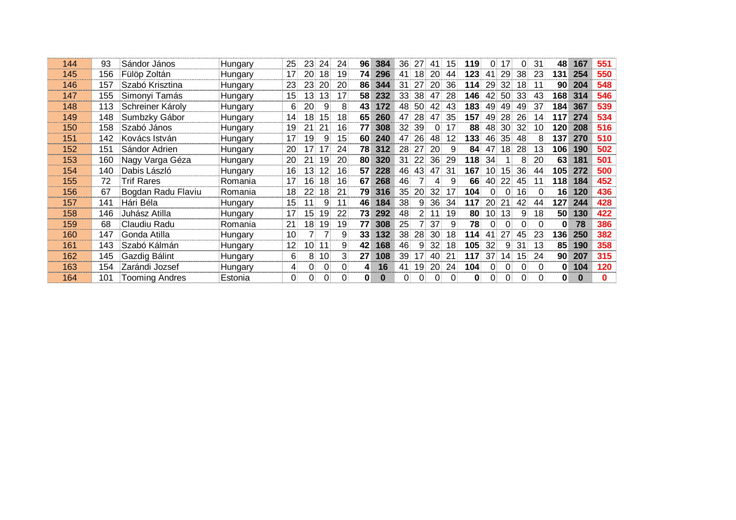| | | | | | | | | | | | | | | | | | | | | | | | |
|---|---|---|---|---|---|---|---|---|---|---|---|---|---|---|---|---|---|---|---|---|---|---|---|
| 144 | 93 | Sándor János | Hungary | 25 | 23 | 24 | 24 | **96** | **384** | 36 | 27 | 41 | 15 | **119** | 0 | 17 | 0 | 31 | **48** | **167** | **551** |
| 145 | 156 | Fülöp Zoltán | Hungary | 17 | 20 | 18 | 19 | **74** | **296** | 41 | 18 | 20 | 44 | **123** | 41 | 29 | 38 | 23 | **131** | **254** | **550** |
| 146 | 157 | Szabó Krisztina | Hungary | 23 | 23 | 20 | 20 | **86** | **344** | 31 | 27 | 20 | 36 | **114** | 29 | 32 | 18 | 11 | **90** | **204** | **548** |
| 147 | 155 | Simonyi Tamás | Hungary | 15 | 13 | 13 | 17 | **58** | **232** | 33 | 38 | 47 | 28 | **146** | 42 | 50 | 33 | 43 | **168** | **314** | **546** |
| 148 | 113 | Schreiner Károly | Hungary | 6 | 20 | 9 | 8 | **43** | **172** | 48 | 50 | 42 | 43 | **183** | 49 | 49 | 49 | 37 | **184** | **367** | **539** |
| 149 | 148 | Sumbzky Gábor | Hungary | 14 | 18 | 15 | 18 | **65** | **260** | 47 | 28 | 47 | 35 | **157** | 49 | 28 | 26 | 14 | **117** | **274** | **534** |
| 150 | 158 | Szabó János | Hungary | 19 | 21 | 21 | 16 | **77** | **308** | 32 | 39 | 0 | 17 | **88** | 48 | 30 | 32 | 10 | **120** | **208** | **516** |
| 151 | 142 | Kovács István | Hungary | 17 | 19 | 9 | 15 | **60** | **240** | 47 | 26 | 48 | 12 | **133** | 46 | 35 | 48 | 8 | **137** | **270** | **510** |
| 152 | 151 | Sándor Adrien | Hungary | 20 | 17 | 17 | 24 | **78** | **312** | 28 | 27 | 20 | 9 | **84** | 47 | 18 | 28 | 13 | **106** | **190** | **502** |
| 153 | 160 | Nagy Varga Géza | Hungary | 20 | 21 | 19 | 20 | **80** | **320** | 31 | 22 | 36 | 29 | **118** | 34 | 1 | 8 | 20 | **63** | **181** | **501** |
| 154 | 140 | Dabis László | Hungary | 16 | 13 | 12 | 16 | **57** | **228** | 46 | 43 | 47 | 31 | **167** | 10 | 15 | 36 | 44 | **105** | **272** | **500** |
| 155 | 72 | Trif Rares | Romania | 17 | 16 | 18 | 16 | **67** | **268** | 46 | 7 | 4 | 9 | **66** | 40 | 22 | 45 | 11 | **118** | **184** | **452** |
| 156 | 67 | Bogdan Radu Flaviu | Romania | 18 | 22 | 18 | 21 | **79** | **316** | 35 | 20 | 32 | 17 | **104** | 0 | 0 | 16 | 0 | **16** | **120** | **436** |
| 157 | 141 | Hári Béla | Hungary | 15 | 11 | 9 | 11 | **46** | **184** | 38 | 9 | 36 | 34 | **117** | 20 | 21 | 42 | 44 | **127** | **244** | **428** |
| 158 | 146 | Juhász Atilla | Hungary | 17 | 15 | 19 | 22 | **73** | **292** | 48 | 2 | 11 | 19 | **80** | 10 | 13 | 9 | 18 | **50** | **130** | **422** |
| 159 | 68 | Claudiu Radu | Romania | 21 | 18 | 19 | 19 | **77** | **308** | 25 | 7 | 37 | 9 | **78** | 0 | 0 | 0 | 0 | **0** | **78** | **386** |
| 160 | 147 | Gonda Atilla | Hungary | 10 | 7 | 7 | 9 | **33** | **132** | 38 | 28 | 30 | 18 | **114** | 41 | 27 | 45 | 23 | **136** | **250** | **382** |
| 161 | 143 | Szabó Kálmán | Hungary | 12 | 10 | 11 | 9 | **42** | **168** | 46 | 9 | 32 | 18 | **105** | 32 | 9 | 31 | 13 | **85** | **190** | **358** |
| 162 | 145 | Gazdig Bálint | Hungary | 6 | 8 | 10 | 3 | **27** | **108** | 39 | 17 | 40 | 21 | **117** | 37 | 14 | 15 | 24 | **90** | **207** | **315** |
| 163 | 154 | Zarándi Jozsef | Hungary | 4 | 0 | 0 | 0 | **4** | **16** | 41 | 19 | 20 | 24 | **104** | 0 | 0 | 0 | 0 | **0** | **104** | **120** |
| 164 | 101 | Tooming Andres | Estonia | 0 | 0 | 0 | 0 | **0** | **0** | 0 | 0 | 0 | 0 | **0** | 0 | 0 | 0 | 0 | **0** | **0** | **0** |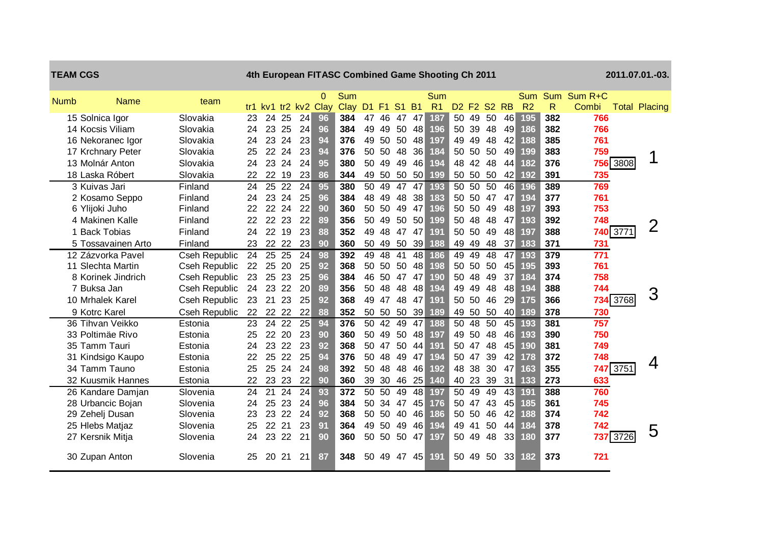**TEAM CGS** | **4th European FITASC Combined Game Shooting Ch 2011** | **2011.07.01.-03.**

| Numb | Name | team | tr1 | kv1 | tr2 | kv2 | 0 Clay | Sum Clay | D1 | F1 | S1 | B1 | Sum R1 | D2 | F2 | S2 | RB | Sum R2 | Sum R | Sum R+C Combi | Total | Placing |
|---|---|---|---|---|---|---|---|---|---|---|---|---|---|---|---|---|---|---|---|---|---|---|
| 15 | Solnica Igor | Slovakia | 23 | 24 | 25 | 24 | 96 | 384 | 47 | 46 | 47 | 47 | 187 | 50 | 49 | 50 | 46 | 195 | 382 | 766 | | |
| 14 | Kocsis Viliam | Slovakia | 24 | 23 | 25 | 24 | 96 | 384 | 49 | 49 | 50 | 48 | 196 | 50 | 39 | 48 | 49 | 186 | 382 | 766 | | |
| 16 | Nekoranec Igor | Slovakia | 24 | 23 | 24 | 23 | 94 | 376 | 49 | 50 | 50 | 48 | 197 | 49 | 49 | 48 | 42 | 188 | 385 | 761 | | |
| 17 | Krchnary Peter | Slovakia | 25 | 22 | 24 | 23 | 94 | 376 | 50 | 50 | 48 | 36 | 184 | 50 | 50 | 50 | 49 | 199 | 383 | 759 | | |
| 13 | Molnár Anton | Slovakia | 24 | 23 | 24 | 24 | 95 | 380 | 50 | 49 | 49 | 46 | 194 | 48 | 42 | 48 | 44 | 182 | 376 | 756 | 3808 | 1 |
| 18 | Laska Róbert | Slovakia | 22 | 22 | 19 | 23 | 86 | 344 | 49 | 50 | 50 | 50 | 199 | 50 | 50 | 50 | 42 | 192 | 391 | 735 | | |
| 3 | Kuivas Jari | Finland | 24 | 25 | 22 | 24 | 95 | 380 | 50 | 49 | 47 | 47 | 193 | 50 | 50 | 50 | 46 | 196 | 389 | 769 | | |
| 2 | Kosamo Seppo | Finland | 24 | 23 | 24 | 25 | 96 | 384 | 48 | 49 | 48 | 38 | 183 | 50 | 50 | 47 | 47 | 194 | 377 | 761 | | |
| 6 | Ylijoki Juho | Finland | 22 | 22 | 24 | 22 | 90 | 360 | 50 | 50 | 49 | 47 | 196 | 50 | 50 | 49 | 48 | 197 | 393 | 753 | | |
| 4 | Makinen Kalle | Finland | 22 | 22 | 23 | 22 | 89 | 356 | 50 | 49 | 50 | 50 | 199 | 50 | 48 | 48 | 47 | 193 | 392 | 748 | | |
| 1 | Back Tobias | Finland | 24 | 22 | 19 | 23 | 88 | 352 | 49 | 48 | 47 | 47 | 191 | 50 | 50 | 49 | 48 | 197 | 388 | 740 | 3771 | 2 |
| 5 | Tossavainen Arto | Finland | 23 | 22 | 22 | 23 | 90 | 360 | 50 | 49 | 50 | 39 | 188 | 49 | 49 | 48 | 37 | 183 | 371 | 731 | | |
| 12 | Zázvorka Pavel | Cseh Republic | 24 | 25 | 25 | 24 | 98 | 392 | 49 | 48 | 41 | 48 | 186 | 49 | 49 | 48 | 47 | 193 | 379 | 771 | | |
| 11 | Slechta Martin | Cseh Republic | 22 | 25 | 20 | 25 | 92 | 368 | 50 | 50 | 50 | 48 | 198 | 50 | 50 | 50 | 45 | 195 | 393 | 761 | | |
| 8 | Korinek Jindrich | Cseh Republic | 23 | 25 | 23 | 25 | 96 | 384 | 46 | 50 | 47 | 47 | 190 | 50 | 48 | 49 | 37 | 184 | 374 | 758 | | |
| 7 | Buksa Jan | Cseh Republic | 24 | 23 | 22 | 20 | 89 | 356 | 50 | 48 | 48 | 48 | 194 | 49 | 49 | 48 | 48 | 194 | 388 | 744 | | |
| 10 | Mrhalek Karel | Cseh Republic | 23 | 21 | 23 | 25 | 92 | 368 | 49 | 47 | 48 | 47 | 191 | 50 | 50 | 46 | 29 | 175 | 366 | 734 | 3768 | 3 |
| 9 | Kotrc Karel | Cseh Republic | 22 | 22 | 22 | 22 | 88 | 352 | 50 | 50 | 50 | 39 | 189 | 49 | 50 | 50 | 40 | 189 | 378 | 730 | | |
| 36 | Tihvan Veikko | Estonia | 23 | 24 | 22 | 25 | 94 | 376 | 50 | 42 | 49 | 47 | 188 | 50 | 48 | 50 | 45 | 193 | 381 | 757 | | |
| 33 | Poltimäe Rivo | Estonia | 25 | 22 | 20 | 23 | 90 | 360 | 50 | 49 | 50 | 48 | 197 | 49 | 50 | 48 | 46 | 193 | 390 | 750 | | |
| 35 | Tamm Tauri | Estonia | 24 | 23 | 22 | 23 | 92 | 368 | 50 | 47 | 50 | 44 | 191 | 50 | 47 | 48 | 45 | 190 | 381 | 749 | | |
| 31 | Kindsigo Kaupo | Estonia | 22 | 25 | 22 | 25 | 94 | 376 | 50 | 48 | 49 | 47 | 194 | 50 | 47 | 39 | 42 | 178 | 372 | 748 | | |
| 34 | Tamm Tauno | Estonia | 25 | 25 | 24 | 24 | 98 | 392 | 50 | 48 | 48 | 46 | 192 | 48 | 38 | 30 | 47 | 163 | 355 | 747 | 3751 | 4 |
| 32 | Kuusmik Hannes | Estonia | 22 | 23 | 23 | 22 | 90 | 360 | 39 | 30 | 46 | 25 | 140 | 40 | 23 | 39 | 31 | 133 | 273 | 633 | | |
| 26 | Kandare Damjan | Slovenia | 24 | 21 | 24 | 24 | 93 | 372 | 50 | 50 | 49 | 48 | 197 | 50 | 49 | 49 | 43 | 191 | 388 | 760 | | |
| 28 | Urbancic Bojan | Slovenia | 24 | 25 | 23 | 24 | 96 | 384 | 50 | 34 | 47 | 45 | 176 | 50 | 47 | 43 | 45 | 185 | 361 | 745 | | |
| 29 | Zehelj Dusan | Slovenia | 23 | 23 | 22 | 24 | 92 | 368 | 50 | 50 | 40 | 46 | 186 | 50 | 50 | 46 | 42 | 188 | 374 | 742 | | |
| 25 | Hlebs Matjaz | Slovenia | 25 | 22 | 21 | 23 | 91 | 364 | 49 | 50 | 49 | 46 | 194 | 49 | 41 | 50 | 44 | 184 | 378 | 742 | | |
| 27 | Kersnik Mitja | Slovenia | 24 | 23 | 22 | 21 | 90 | 360 | 50 | 50 | 50 | 47 | 197 | 50 | 49 | 48 | 33 | 180 | 377 | 737 | 3726 | 5 |
| 30 | Zupan Anton | Slovenia | 25 | 20 | 21 | 21 | 87 | 348 | 50 | 49 | 47 | 45 | 191 | 50 | 49 | 50 | 33 | 182 | 373 | 721 | | |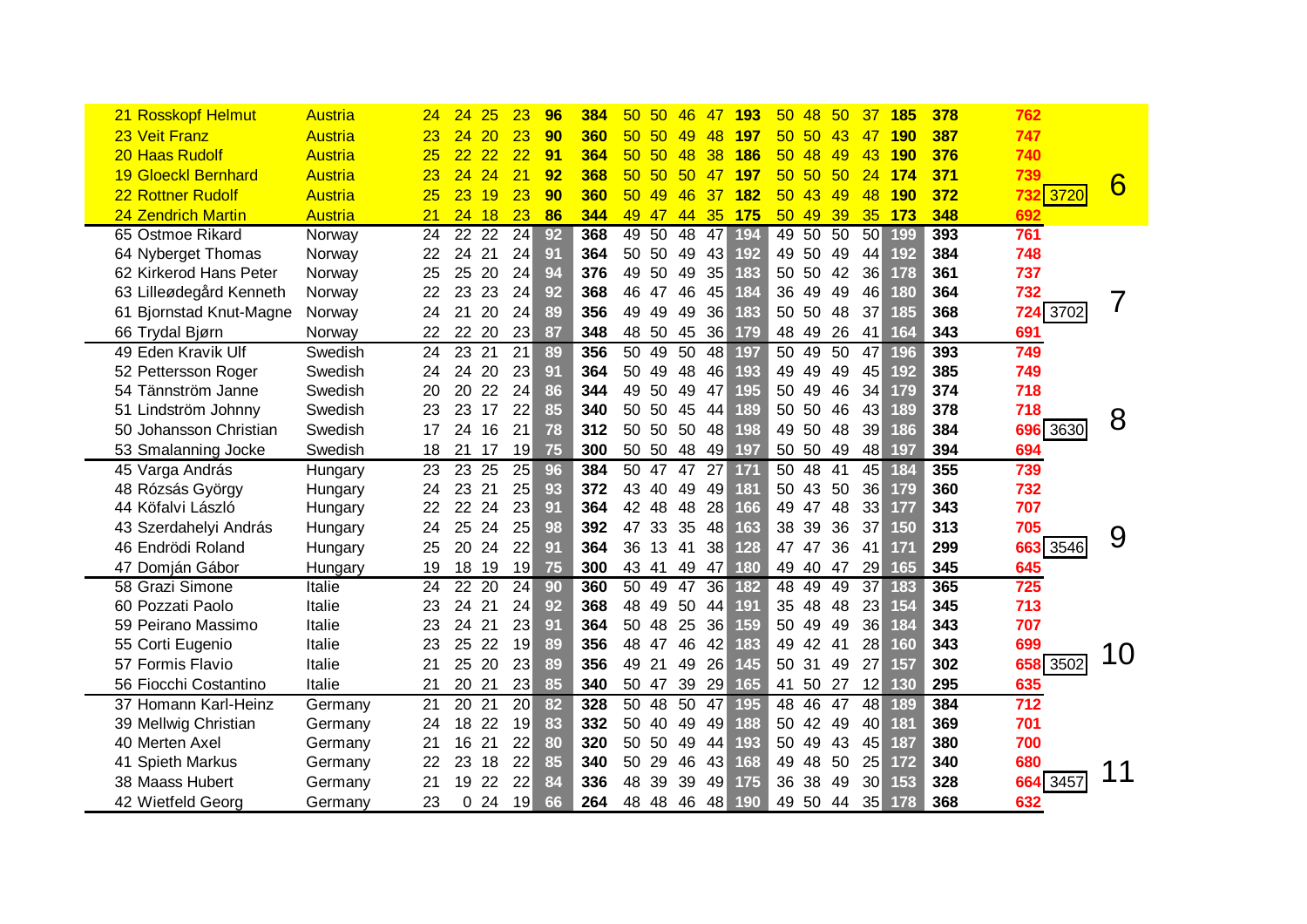| Name | Country | | | | | | | | | | | | | | | | | | | | Total | Team | Rank |
|---|---|---|---|---|---|---|---|---|---|---|---|---|---|---|---|---|---|---|---|---|---|---|---|
| 21 Rosskopf Helmut | Austria | 24 | 24 | 25 | 23 | 96 | 384 | 50 | 50 | 46 | 47 | 193 | 50 | 48 | 50 | 37 | 185 | 378 | 762 | | |
| 23 Veit Franz | Austria | 23 | 24 | 20 | 23 | 90 | 360 | 50 | 50 | 49 | 48 | 197 | 50 | 50 | 43 | 47 | 190 | 387 | 747 | | |
| 20 Haas Rudolf | Austria | 25 | 22 | 22 | 22 | 91 | 364 | 50 | 50 | 48 | 38 | 186 | 50 | 48 | 49 | 43 | 190 | 376 | 740 | | |
| 19 Gloeckl Bernhard | Austria | 23 | 24 | 24 | 21 | 92 | 368 | 50 | 50 | 50 | 47 | 197 | 50 | 50 | 50 | 24 | 174 | 371 | 739 | | 6 |
| 22 Rottner Rudolf | Austria | 25 | 23 | 19 | 23 | 90 | 360 | 50 | 49 | 46 | 37 | 182 | 50 | 43 | 49 | 48 | 190 | 372 | 732 | 3720 | |
| 24 Zendrich Martin | Austria | 21 | 24 | 18 | 23 | 86 | 344 | 49 | 47 | 44 | 35 | 175 | 50 | 49 | 39 | 35 | 173 | 348 | 692 | | |
| 65 Ostmoe Rikard | Norway | 24 | 22 | 22 | 24 | 92 | 368 | 49 | 50 | 48 | 47 | 194 | 49 | 50 | 50 | 50 | 199 | 393 | 761 | | |
| 64 Nyberget Thomas | Norway | 22 | 24 | 21 | 24 | 91 | 364 | 50 | 50 | 49 | 43 | 192 | 49 | 50 | 49 | 44 | 192 | 384 | 748 | | |
| 62 Kirkerod Hans Peter | Norway | 25 | 25 | 20 | 24 | 94 | 376 | 49 | 50 | 49 | 35 | 183 | 50 | 50 | 42 | 36 | 178 | 361 | 737 | | |
| 63 Lilleødegård Kenneth | Norway | 22 | 23 | 23 | 24 | 92 | 368 | 46 | 47 | 46 | 45 | 184 | 36 | 49 | 49 | 46 | 180 | 364 | 732 | | 7 |
| 61 Bjornstad Knut-Magne | Norway | 24 | 21 | 20 | 24 | 89 | 356 | 49 | 49 | 49 | 36 | 183 | 50 | 50 | 48 | 37 | 185 | 368 | 724 | 3702 | |
| 66 Trydal Bjørn | Norway | 22 | 22 | 20 | 23 | 87 | 348 | 48 | 50 | 45 | 36 | 179 | 48 | 49 | 26 | 41 | 164 | 343 | 691 | | |
| 49 Eden Kravik Ulf | Swedish | 24 | 23 | 21 | 21 | 89 | 356 | 50 | 49 | 50 | 48 | 197 | 50 | 49 | 50 | 47 | 196 | 393 | 749 | | |
| 52 Pettersson Roger | Swedish | 24 | 24 | 20 | 23 | 91 | 364 | 50 | 49 | 48 | 46 | 193 | 49 | 49 | 49 | 45 | 192 | 385 | 749 | | |
| 54 Tännström Janne | Swedish | 20 | 20 | 22 | 24 | 86 | 344 | 49 | 50 | 49 | 47 | 195 | 50 | 49 | 46 | 34 | 179 | 374 | 718 | | |
| 51 Lindström Johnny | Swedish | 23 | 23 | 17 | 22 | 85 | 340 | 50 | 50 | 45 | 44 | 189 | 50 | 50 | 46 | 43 | 189 | 378 | 718 | | 8 |
| 50 Johansson Christian | Swedish | 17 | 24 | 16 | 21 | 78 | 312 | 50 | 50 | 50 | 48 | 198 | 49 | 50 | 48 | 39 | 186 | 384 | 696 | 3630 | |
| 53 Smalanning Jocke | Swedish | 18 | 21 | 17 | 19 | 75 | 300 | 50 | 50 | 48 | 49 | 197 | 50 | 50 | 49 | 48 | 197 | 394 | 694 | | |
| 45 Varga András | Hungary | 23 | 23 | 25 | 25 | 96 | 384 | 50 | 47 | 47 | 27 | 171 | 50 | 48 | 41 | 45 | 184 | 355 | 739 | | |
| 48 Rózsás György | Hungary | 24 | 23 | 21 | 25 | 93 | 372 | 43 | 40 | 49 | 49 | 181 | 50 | 43 | 50 | 36 | 179 | 360 | 732 | | |
| 44 Köfalvi László | Hungary | 22 | 22 | 24 | 23 | 91 | 364 | 42 | 48 | 48 | 28 | 166 | 49 | 47 | 48 | 33 | 177 | 343 | 707 | | |
| 43 Szerdahelyi András | Hungary | 24 | 25 | 24 | 25 | 98 | 392 | 47 | 33 | 35 | 48 | 163 | 38 | 39 | 36 | 37 | 150 | 313 | 705 | | 9 |
| 46 Endrödi Roland | Hungary | 25 | 20 | 24 | 22 | 91 | 364 | 36 | 13 | 41 | 38 | 128 | 47 | 47 | 36 | 41 | 171 | 299 | 663 | 3546 | |
| 47 Domján Gábor | Hungary | 19 | 18 | 19 | 19 | 75 | 300 | 43 | 41 | 49 | 47 | 180 | 49 | 40 | 47 | 29 | 165 | 345 | 645 | | |
| 58 Grazi Simone | Italie | 24 | 22 | 20 | 24 | 90 | 360 | 50 | 49 | 47 | 36 | 182 | 48 | 49 | 49 | 37 | 183 | 365 | 725 | | |
| 60 Pozzati Paolo | Italie | 23 | 24 | 21 | 24 | 92 | 368 | 48 | 49 | 50 | 44 | 191 | 35 | 48 | 48 | 23 | 154 | 345 | 713 | | |
| 59 Peirano Massimo | Italie | 23 | 24 | 21 | 23 | 91 | 364 | 50 | 48 | 25 | 36 | 159 | 50 | 49 | 49 | 36 | 184 | 343 | 707 | | |
| 55 Corti Eugenio | Italie | 23 | 25 | 22 | 19 | 89 | 356 | 48 | 47 | 46 | 42 | 183 | 49 | 42 | 41 | 28 | 160 | 343 | 699 | | 10 |
| 57 Formis Flavio | Italie | 21 | 25 | 20 | 23 | 89 | 356 | 49 | 21 | 49 | 26 | 145 | 50 | 31 | 49 | 27 | 157 | 302 | 658 | 3502 | |
| 56 Fiocchi Costantino | Italie | 21 | 20 | 21 | 23 | 85 | 340 | 50 | 47 | 39 | 29 | 165 | 41 | 50 | 27 | 12 | 130 | 295 | 635 | | |
| 37 Homann Karl-Heinz | Germany | 21 | 20 | 21 | 20 | 82 | 328 | 50 | 48 | 50 | 47 | 195 | 48 | 46 | 47 | 48 | 189 | 384 | 712 | | |
| 39 Mellwig Christian | Germany | 24 | 18 | 22 | 19 | 83 | 332 | 50 | 40 | 49 | 49 | 188 | 50 | 42 | 49 | 40 | 181 | 369 | 701 | | |
| 40 Merten Axel | Germany | 21 | 16 | 21 | 22 | 80 | 320 | 50 | 50 | 49 | 44 | 193 | 50 | 49 | 43 | 45 | 187 | 380 | 700 | | |
| 41 Spieth Markus | Germany | 22 | 23 | 18 | 22 | 85 | 340 | 50 | 29 | 46 | 43 | 168 | 49 | 48 | 50 | 25 | 172 | 340 | 680 | | 11 |
| 38 Maass Hubert | Germany | 21 | 19 | 22 | 22 | 84 | 336 | 48 | 39 | 39 | 49 | 175 | 36 | 38 | 49 | 30 | 153 | 328 | 664 | 3457 | |
| 42 Wietfeld Georg | Germany | 23 | 0 | 24 | 19 | 66 | 264 | 48 | 48 | 46 | 48 | 190 | 49 | 50 | 44 | 35 | 178 | 368 | 632 | | |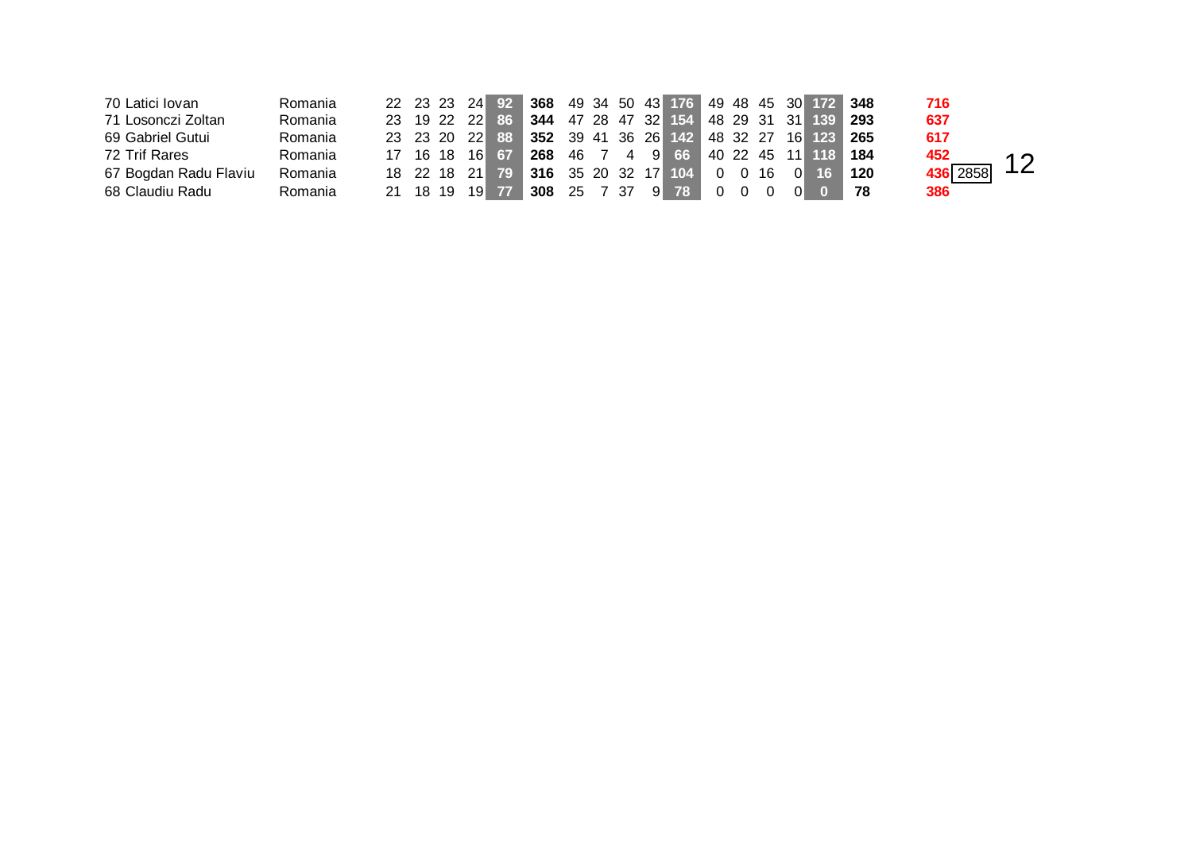| | | | | | | | | | | | | | | | | | | | | | |
|---|---|---|---|---|---|---|---|---|---|---|---|---|---|---|---|---|---|---|---|---|---|
| 70 Latici Iovan | Romania | 22 | 23 | 23 | 24 | **92** | **368** | 49 | 34 | 50 | 43 | **176** | 49 | 48 | 45 | 30 | **172** | **348** | **716** | | |
| 71 Losonczi Zoltan | Romania | 23 | 19 | 22 | 22 | **86** | **344** | 47 | 28 | 47 | 32 | **154** | 48 | 29 | 31 | 31 | **139** | **293** | **637** | | |
| 69 Gabriel Gutui | Romania | 23 | 23 | 20 | 22 | **88** | **352** | 39 | 41 | 36 | 26 | **142** | 48 | 32 | 27 | 16 | **123** | **265** | **617** | | |
| 72 Trif Rares | Romania | 17 | 16 | 18 | 16 | **67** | **268** | 46 | 7 | 4 | 9 | **66** | 40 | 22 | 45 | 11 | **118** | **184** | **452** | | 12 |
| 67 Bogdan Radu Flaviu | Romania | 18 | 22 | 18 | 21 | **79** | **316** | 35 | 20 | 32 | 17 | **104** | 0 | 0 | 16 | 0 | **16** | **120** | **436** | 2858 | |
| 68 Claudiu Radu | Romania | 21 | 18 | 19 | 19 | **77** | **308** | 25 | 7 | 37 | 9 | **78** | 0 | 0 | 0 | 0 | **0** | **78** | **386** | | |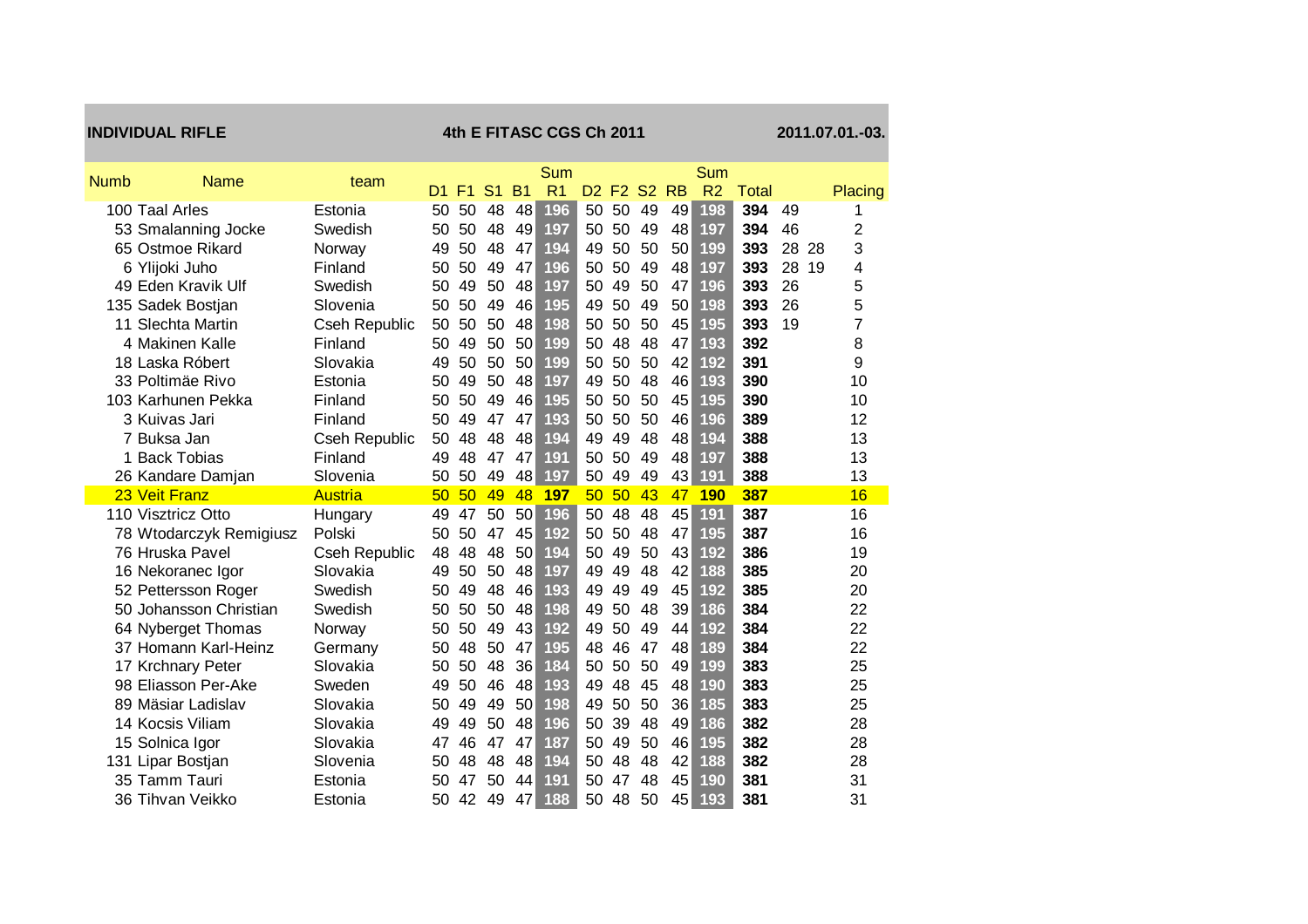**INDIVIDUAL RIFLE** | **4th E FITASC CGS Ch 2011** | **2011.07.01.-03.**

| Numb | Name | team | D1 | F1 | S1 | B1 | Sum R1 | D2 | F2 | S2 | RB | Sum R2 | Total | | | Placing |
|---|---|---|---|---|---|---|---|---|---|---|---|---|---|---|---|---|
| 100 | Taal Arles | Estonia | 50 | 50 | 48 | 48 | 196 | 50 | 50 | 49 | 49 | 198 | 394 | 49 | | 1 |
| 53 | Smalanning Jocke | Swedish | 50 | 50 | 48 | 49 | 197 | 50 | 50 | 49 | 48 | 197 | 394 | 46 | | 2 |
| 65 | Ostmoe Rikard | Norway | 49 | 50 | 48 | 47 | 194 | 49 | 50 | 50 | 50 | 199 | 393 | 28 | 28 | 3 |
| 6 | Ylijoki Juho | Finland | 50 | 50 | 49 | 47 | 196 | 50 | 50 | 49 | 48 | 197 | 393 | 28 | 19 | 4 |
| 49 | Eden Kravik Ulf | Swedish | 50 | 49 | 50 | 48 | 197 | 50 | 49 | 50 | 47 | 196 | 393 | 26 | | 5 |
| 135 | Sadek Bostjan | Slovenia | 50 | 50 | 49 | 46 | 195 | 49 | 50 | 49 | 50 | 198 | 393 | 26 | | 5 |
| 11 | Slechta Martin | Cseh Republic | 50 | 50 | 50 | 48 | 198 | 50 | 50 | 50 | 45 | 195 | 393 | 19 | | 7 |
| 4 | Makinen Kalle | Finland | 50 | 49 | 50 | 50 | 199 | 50 | 48 | 48 | 47 | 193 | 392 | | | 8 |
| 18 | Laska Róbert | Slovakia | 49 | 50 | 50 | 50 | 199 | 50 | 50 | 50 | 42 | 192 | 391 | | | 9 |
| 33 | Poltimäe Rivo | Estonia | 50 | 49 | 50 | 48 | 197 | 49 | 50 | 48 | 46 | 193 | 390 | | | 10 |
| 103 | Karhunen Pekka | Finland | 50 | 50 | 49 | 46 | 195 | 50 | 50 | 50 | 45 | 195 | 390 | | | 10 |
| 3 | Kuivas Jari | Finland | 50 | 49 | 47 | 47 | 193 | 50 | 50 | 50 | 46 | 196 | 389 | | | 12 |
| 7 | Buksa Jan | Cseh Republic | 50 | 48 | 48 | 48 | 194 | 49 | 49 | 48 | 48 | 194 | 388 | | | 13 |
| 1 | Back Tobias | Finland | 49 | 48 | 47 | 47 | 191 | 50 | 50 | 49 | 48 | 197 | 388 | | | 13 |
| 26 | Kandare Damjan | Slovenia | 50 | 50 | 49 | 48 | 197 | 50 | 49 | 49 | 43 | 191 | 388 | | | 13 |
| 23 | Veit Franz | Austria | 50 | 50 | 49 | 48 | 197 | 50 | 50 | 43 | 47 | 190 | 387 | | | 16 |
| 110 | Visztricz Otto | Hungary | 49 | 47 | 50 | 50 | 196 | 50 | 48 | 48 | 45 | 191 | 387 | | | 16 |
| 78 | Wtodarczyk Remigiusz | Polski | 50 | 50 | 47 | 45 | 192 | 50 | 50 | 48 | 47 | 195 | 387 | | | 16 |
| 76 | Hruska Pavel | Cseh Republic | 48 | 48 | 48 | 50 | 194 | 50 | 49 | 50 | 43 | 192 | 386 | | | 19 |
| 16 | Nekoranec Igor | Slovakia | 49 | 50 | 50 | 48 | 197 | 49 | 49 | 48 | 42 | 188 | 385 | | | 20 |
| 52 | Pettersson Roger | Swedish | 50 | 49 | 48 | 46 | 193 | 49 | 49 | 49 | 45 | 192 | 385 | | | 20 |
| 50 | Johansson Christian | Swedish | 50 | 50 | 50 | 48 | 198 | 49 | 50 | 48 | 39 | 186 | 384 | | | 22 |
| 64 | Nyberget Thomas | Norway | 50 | 50 | 49 | 43 | 192 | 49 | 50 | 49 | 44 | 192 | 384 | | | 22 |
| 37 | Homann Karl-Heinz | Germany | 50 | 48 | 50 | 47 | 195 | 48 | 46 | 47 | 48 | 189 | 384 | | | 22 |
| 17 | Krchnary Peter | Slovakia | 50 | 50 | 48 | 36 | 184 | 50 | 50 | 50 | 49 | 199 | 383 | | | 25 |
| 98 | Eliasson Per-Ake | Sweden | 49 | 50 | 46 | 48 | 193 | 49 | 48 | 45 | 48 | 190 | 383 | | | 25 |
| 89 | Mäsiar Ladislav | Slovakia | 50 | 49 | 49 | 50 | 198 | 49 | 50 | 50 | 36 | 185 | 383 | | | 25 |
| 14 | Kocsis Viliam | Slovakia | 49 | 49 | 50 | 48 | 196 | 50 | 39 | 48 | 49 | 186 | 382 | | | 28 |
| 15 | Solnica Igor | Slovakia | 47 | 46 | 47 | 47 | 187 | 50 | 49 | 50 | 46 | 195 | 382 | | | 28 |
| 131 | Lipar Bostjan | Slovenia | 50 | 48 | 48 | 48 | 194 | 50 | 48 | 48 | 42 | 188 | 382 | | | 28 |
| 35 | Tamm Tauri | Estonia | 50 | 47 | 50 | 44 | 191 | 50 | 47 | 48 | 45 | 190 | 381 | | | 31 |
| 36 | Tihvan Veikko | Estonia | 50 | 42 | 49 | 47 | 188 | 50 | 48 | 50 | 45 | 193 | 381 | | | 31 |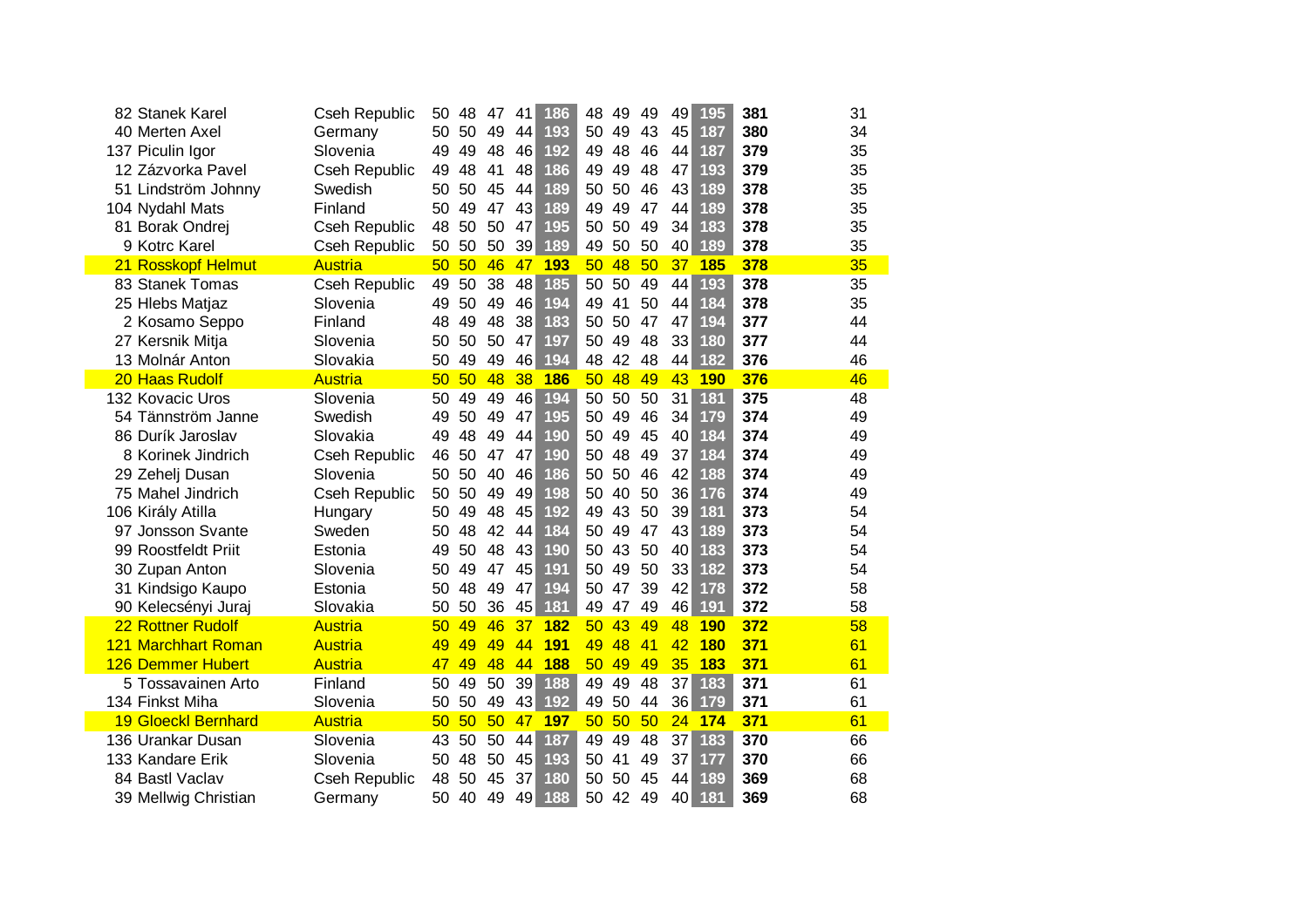| | | | | | | | | | | | | | |
|---|---|---|---|---|---|---|---|---|---|---|---|---|---|
| 82 Stanek Karel | Cseh Republic | 50 | 48 | 47 | 41 | 186 | 48 | 49 | 49 | 49 | 195 | **381** | 31 |
| 40 Merten Axel | Germany | 50 | 50 | 49 | 44 | 193 | 50 | 49 | 43 | 45 | 187 | **380** | 34 |
| 137 Piculin Igor | Slovenia | 49 | 49 | 48 | 46 | 192 | 49 | 48 | 46 | 44 | 187 | **379** | 35 |
| 12 Zázvorka Pavel | Cseh Republic | 49 | 48 | 41 | 48 | 186 | 49 | 49 | 48 | 47 | 193 | **379** | 35 |
| 51 Lindström Johnny | Swedish | 50 | 50 | 45 | 44 | 189 | 50 | 50 | 46 | 43 | 189 | **378** | 35 |
| 104 Nydahl Mats | Finland | 50 | 49 | 47 | 43 | 189 | 49 | 49 | 47 | 44 | 189 | **378** | 35 |
| 81 Borak Ondrej | Cseh Republic | 48 | 50 | 50 | 47 | 195 | 50 | 50 | 49 | 34 | 183 | **378** | 35 |
| 9 Kotrc Karel | Cseh Republic | 50 | 50 | 50 | 39 | 189 | 49 | 50 | 50 | 40 | 189 | **378** | 35 |
| 21 Rosskopf Helmut | Austria | 50 | 50 | 46 | 47 | **193** | 50 | 48 | 50 | 37 | **185** | **378** | 35 |
| 83 Stanek Tomas | Cseh Republic | 49 | 50 | 38 | 48 | 185 | 50 | 50 | 49 | 44 | 193 | **378** | 35 |
| 25 Hlebs Matjaz | Slovenia | 49 | 50 | 49 | 46 | 194 | 49 | 41 | 50 | 44 | 184 | **378** | 35 |
| 2 Kosamo Seppo | Finland | 48 | 49 | 48 | 38 | 183 | 50 | 50 | 47 | 47 | 194 | **377** | 44 |
| 27 Kersnik Mitja | Slovenia | 50 | 50 | 50 | 47 | 197 | 50 | 49 | 48 | 33 | 180 | **377** | 44 |
| 13 Molnár Anton | Slovakia | 50 | 49 | 49 | 46 | 194 | 48 | 42 | 48 | 44 | 182 | **376** | 46 |
| 20 Haas Rudolf | Austria | 50 | 50 | 48 | 38 | **186** | 50 | 48 | 49 | 43 | **190** | **376** | 46 |
| 132 Kovacic Uros | Slovenia | 50 | 49 | 49 | 46 | 194 | 50 | 50 | 50 | 31 | 181 | **375** | 48 |
| 54 Tännström Janne | Swedish | 49 | 50 | 49 | 47 | 195 | 50 | 49 | 46 | 34 | 179 | **374** | 49 |
| 86 Durík Jaroslav | Slovakia | 49 | 48 | 49 | 44 | 190 | 50 | 49 | 45 | 40 | 184 | **374** | 49 |
| 8 Korinek Jindrich | Cseh Republic | 46 | 50 | 47 | 47 | 190 | 50 | 48 | 49 | 37 | 184 | **374** | 49 |
| 29 Zehelj Dusan | Slovenia | 50 | 50 | 40 | 46 | 186 | 50 | 50 | 46 | 42 | 188 | **374** | 49 |
| 75 Mahel Jindrich | Cseh Republic | 50 | 50 | 49 | 49 | 198 | 50 | 40 | 50 | 36 | 176 | **374** | 49 |
| 106 Király Atilla | Hungary | 50 | 49 | 48 | 45 | 192 | 49 | 43 | 50 | 39 | 181 | **373** | 54 |
| 97 Jonsson Svante | Sweden | 50 | 48 | 42 | 44 | 184 | 50 | 49 | 47 | 43 | 189 | **373** | 54 |
| 99 Roostfeldt Priit | Estonia | 49 | 50 | 48 | 43 | 190 | 50 | 43 | 50 | 40 | 183 | **373** | 54 |
| 30 Zupan Anton | Slovenia | 50 | 49 | 47 | 45 | 191 | 50 | 49 | 50 | 33 | 182 | **373** | 54 |
| 31 Kindsigo Kaupo | Estonia | 50 | 48 | 49 | 47 | 194 | 50 | 47 | 39 | 42 | 178 | **372** | 58 |
| 90 Kelecsényi Juraj | Slovakia | 50 | 50 | 36 | 45 | 181 | 49 | 47 | 49 | 46 | 191 | **372** | 58 |
| 22 Rottner Rudolf | Austria | 50 | 49 | 46 | 37 | **182** | 50 | 43 | 49 | 48 | **190** | **372** | 58 |
| 121 Marchhart Roman | Austria | 49 | 49 | 49 | 44 | **191** | 49 | 48 | 41 | 42 | **180** | **371** | 61 |
| 126 Demmer Hubert | Austria | 47 | 49 | 48 | 44 | **188** | 50 | 49 | 49 | 35 | **183** | **371** | 61 |
| 5 Tossavainen Arto | Finland | 50 | 49 | 50 | 39 | 188 | 49 | 49 | 48 | 37 | 183 | **371** | 61 |
| 134 Finkst Miha | Slovenia | 50 | 50 | 49 | 43 | 192 | 49 | 50 | 44 | 36 | 179 | **371** | 61 |
| 19 Gloeckl Bernhard | Austria | 50 | 50 | 50 | 47 | **197** | 50 | 50 | 50 | 24 | **174** | **371** | 61 |
| 136 Urankar Dusan | Slovenia | 43 | 50 | 50 | 44 | 187 | 49 | 49 | 48 | 37 | 183 | **370** | 66 |
| 133 Kandare Erik | Slovenia | 50 | 48 | 50 | 45 | 193 | 50 | 41 | 49 | 37 | 177 | **370** | 66 |
| 84 Bastl Vaclav | Cseh Republic | 48 | 50 | 45 | 37 | 180 | 50 | 50 | 45 | 44 | 189 | **369** | 68 |
| 39 Mellwig Christian | Germany | 50 | 40 | 49 | 49 | 188 | 50 | 42 | 49 | 40 | 181 | **369** | 68 |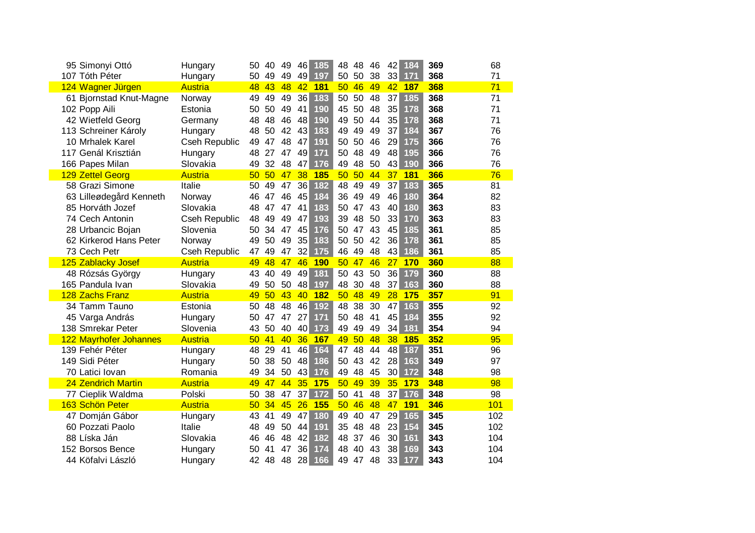| No. | Name | Country | | | | | Sum 1 | | | | | Sum 2 | Total | Rank |
|---|---|---|---|---|---|---|---|---|---|---|---|---|---|---|
| 95 | Simonyi Ottó | Hungary | 50 | 40 | 49 | 46 | 185 | 48 | 48 | 46 | 42 | 184 | 369 | 68 |
| 107 | Tóth Péter | Hungary | 50 | 49 | 49 | 49 | 197 | 50 | 50 | 38 | 33 | 171 | 368 | 71 |
| 124 | Wagner Jürgen | Austria | 48 | 43 | 48 | 42 | 181 | 50 | 46 | 49 | 42 | 187 | 368 | 71 |
| 61 | Bjornstad Knut-Magne | Norway | 49 | 49 | 49 | 36 | 183 | 50 | 50 | 48 | 37 | 185 | 368 | 71 |
| 102 | Popp Aili | Estonia | 50 | 50 | 49 | 41 | 190 | 45 | 50 | 48 | 35 | 178 | 368 | 71 |
| 42 | Wietfeld Georg | Germany | 48 | 48 | 46 | 48 | 190 | 49 | 50 | 44 | 35 | 178 | 368 | 71 |
| 113 | Schreiner Károly | Hungary | 48 | 50 | 42 | 43 | 183 | 49 | 49 | 49 | 37 | 184 | 367 | 76 |
| 10 | Mrhalek Karel | Cseh Republic | 49 | 47 | 48 | 47 | 191 | 50 | 50 | 46 | 29 | 175 | 366 | 76 |
| 117 | Genál Krisztián | Hungary | 48 | 27 | 47 | 49 | 171 | 50 | 48 | 49 | 48 | 195 | 366 | 76 |
| 166 | Papes Milan | Slovakia | 49 | 32 | 48 | 47 | 176 | 49 | 48 | 50 | 43 | 190 | 366 | 76 |
| 129 | Zettel Georg | Austria | 50 | 50 | 47 | 38 | 185 | 50 | 50 | 44 | 37 | 181 | 366 | 76 |
| 58 | Grazi Simone | Italie | 50 | 49 | 47 | 36 | 182 | 48 | 49 | 49 | 37 | 183 | 365 | 81 |
| 63 | Lilleødegård Kenneth | Norway | 46 | 47 | 46 | 45 | 184 | 36 | 49 | 49 | 46 | 180 | 364 | 82 |
| 85 | Horváth Jozef | Slovakia | 48 | 47 | 47 | 41 | 183 | 50 | 47 | 43 | 40 | 180 | 363 | 83 |
| 74 | Cech Antonin | Cseh Republic | 48 | 49 | 49 | 47 | 193 | 39 | 48 | 50 | 33 | 170 | 363 | 83 |
| 28 | Urbancic Bojan | Slovenia | 50 | 34 | 47 | 45 | 176 | 50 | 47 | 43 | 45 | 185 | 361 | 85 |
| 62 | Kirkerod Hans Peter | Norway | 49 | 50 | 49 | 35 | 183 | 50 | 50 | 42 | 36 | 178 | 361 | 85 |
| 73 | Cech Petr | Cseh Republic | 47 | 49 | 47 | 32 | 175 | 46 | 49 | 48 | 43 | 186 | 361 | 85 |
| 125 | Zablacky Josef | Austria | 49 | 48 | 47 | 46 | 190 | 50 | 47 | 46 | 27 | 170 | 360 | 88 |
| 48 | Rózsás György | Hungary | 43 | 40 | 49 | 49 | 181 | 50 | 43 | 50 | 36 | 179 | 360 | 88 |
| 165 | Pandula Ivan | Slovakia | 49 | 50 | 50 | 48 | 197 | 48 | 30 | 48 | 37 | 163 | 360 | 88 |
| 128 | Zachs Franz | Austria | 49 | 50 | 43 | 40 | 182 | 50 | 48 | 49 | 28 | 175 | 357 | 91 |
| 34 | Tamm Tauno | Estonia | 50 | 48 | 48 | 46 | 192 | 48 | 38 | 30 | 47 | 163 | 355 | 92 |
| 45 | Varga András | Hungary | 50 | 47 | 47 | 27 | 171 | 50 | 48 | 41 | 45 | 184 | 355 | 92 |
| 138 | Smrekar Peter | Slovenia | 43 | 50 | 40 | 40 | 173 | 49 | 49 | 49 | 34 | 181 | 354 | 94 |
| 122 | Mayrhofer Johannes | Austria | 50 | 41 | 40 | 36 | 167 | 49 | 50 | 48 | 38 | 185 | 352 | 95 |
| 139 | Fehér Péter | Hungary | 48 | 29 | 41 | 46 | 164 | 47 | 48 | 44 | 48 | 187 | 351 | 96 |
| 149 | Sidi Péter | Hungary | 50 | 38 | 50 | 48 | 186 | 50 | 43 | 42 | 28 | 163 | 349 | 97 |
| 70 | Latici Iovan | Romania | 49 | 34 | 50 | 43 | 176 | 49 | 48 | 45 | 30 | 172 | 348 | 98 |
| 24 | Zendrich Martin | Austria | 49 | 47 | 44 | 35 | 175 | 50 | 49 | 39 | 35 | 173 | 348 | 98 |
| 77 | Cieplik Waldma | Polski | 50 | 38 | 47 | 37 | 172 | 50 | 41 | 48 | 37 | 176 | 348 | 98 |
| 163 | Schön Peter | Austria | 50 | 34 | 45 | 26 | 155 | 50 | 46 | 48 | 47 | 191 | 346 | 101 |
| 47 | Domján Gábor | Hungary | 43 | 41 | 49 | 47 | 180 | 49 | 40 | 47 | 29 | 165 | 345 | 102 |
| 60 | Pozzati Paolo | Italie | 48 | 49 | 50 | 44 | 191 | 35 | 48 | 48 | 23 | 154 | 345 | 102 |
| 88 | Líska Ján | Slovakia | 46 | 46 | 48 | 42 | 182 | 48 | 37 | 46 | 30 | 161 | 343 | 104 |
| 152 | Borsos Bence | Hungary | 50 | 41 | 47 | 36 | 174 | 48 | 40 | 43 | 38 | 169 | 343 | 104 |
| 44 | Köfalvi László | Hungary | 42 | 48 | 48 | 28 | 166 | 49 | 47 | 48 | 33 | 177 | 343 | 104 |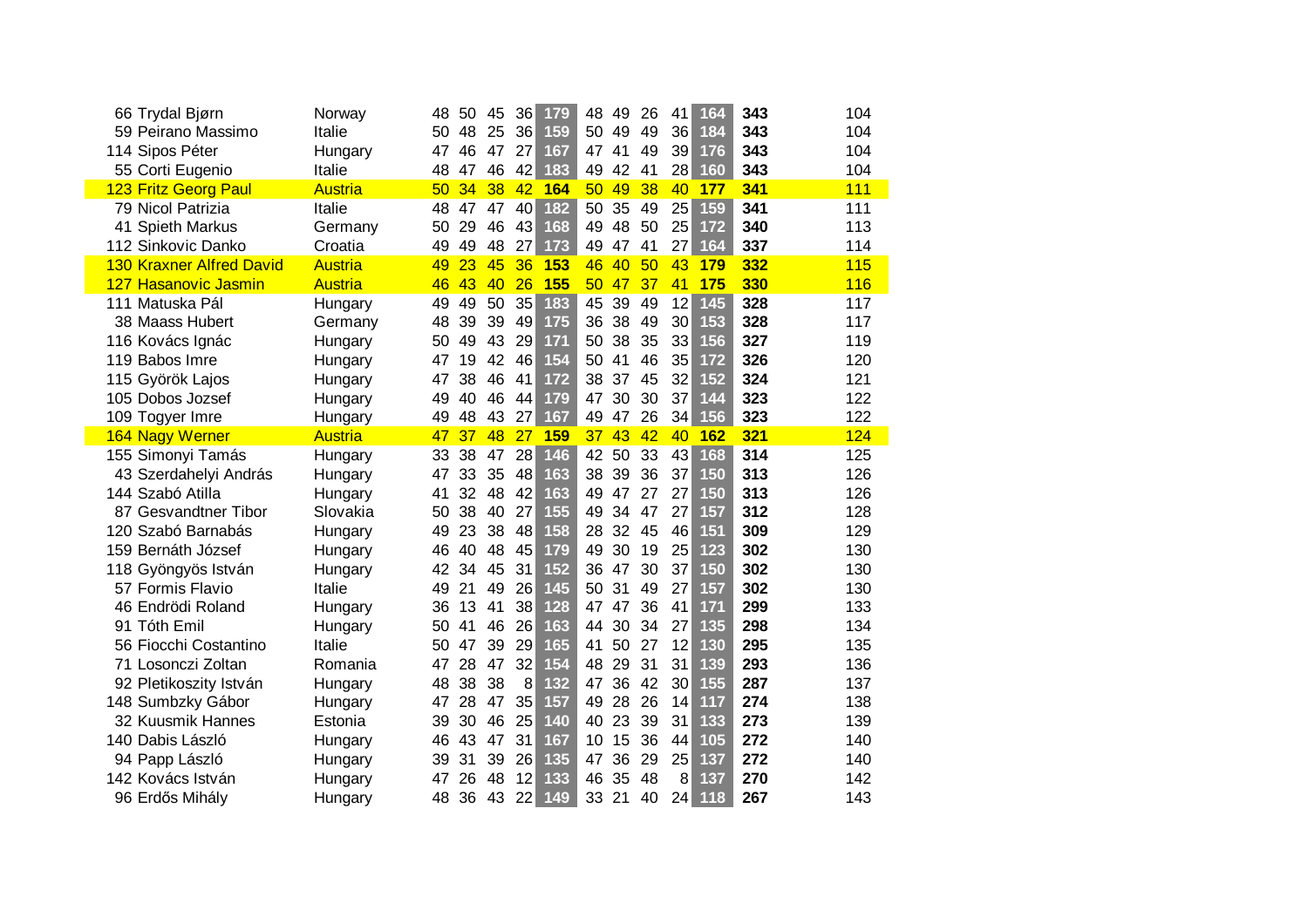| | | | | | | | | | | | | | |
|---|---|---|---|---|---|---|---|---|---|---|---|---|---|
| 66 Trydal Bjørn | Norway | 48 | 50 | 45 | 36 | 179 | 48 | 49 | 26 | 41 | 164 | **343** | 104 |
| 59 Peirano Massimo | Italie | 50 | 48 | 25 | 36 | 159 | 50 | 49 | 49 | 36 | 184 | **343** | 104 |
| 114 Sipos Péter | Hungary | 47 | 46 | 47 | 27 | 167 | 47 | 41 | 49 | 39 | 176 | **343** | 104 |
| 55 Corti Eugenio | Italie | 48 | 47 | 46 | 42 | 183 | 49 | 42 | 41 | 28 | 160 | **343** | 104 |
| 123 Fritz Georg Paul | Austria | 50 | 34 | 38 | 42 | **164** | 50 | 49 | 38 | 40 | **177** | **341** | 111 |
| 79 Nicol Patrizia | Italie | 48 | 47 | 47 | 40 | 182 | 50 | 35 | 49 | 25 | 159 | **341** | 111 |
| 41 Spieth Markus | Germany | 50 | 29 | 46 | 43 | 168 | 49 | 48 | 50 | 25 | 172 | **340** | 113 |
| 112 Sinkovic Danko | Croatia | 49 | 49 | 48 | 27 | 173 | 49 | 47 | 41 | 27 | 164 | **337** | 114 |
| 130 Kraxner Alfred David | Austria | 49 | 23 | 45 | 36 | **153** | 46 | 40 | 50 | 43 | **179** | **332** | 115 |
| 127 Hasanovic Jasmin | Austria | 46 | 43 | 40 | 26 | **155** | 50 | 47 | 37 | 41 | **175** | **330** | 116 |
| 111 Matuska Pál | Hungary | 49 | 49 | 50 | 35 | 183 | 45 | 39 | 49 | 12 | 145 | **328** | 117 |
| 38 Maass Hubert | Germany | 48 | 39 | 39 | 49 | 175 | 36 | 38 | 49 | 30 | 153 | **328** | 117 |
| 116 Kovács Ignác | Hungary | 50 | 49 | 43 | 29 | 171 | 50 | 38 | 35 | 33 | 156 | **327** | 119 |
| 119 Babos Imre | Hungary | 47 | 19 | 42 | 46 | 154 | 50 | 41 | 46 | 35 | 172 | **326** | 120 |
| 115 Györök Lajos | Hungary | 47 | 38 | 46 | 41 | 172 | 38 | 37 | 45 | 32 | 152 | **324** | 121 |
| 105 Dobos Jozsef | Hungary | 49 | 40 | 46 | 44 | 179 | 47 | 30 | 30 | 37 | 144 | **323** | 122 |
| 109 Togyer Imre | Hungary | 49 | 48 | 43 | 27 | 167 | 49 | 47 | 26 | 34 | 156 | **323** | 122 |
| 164 Nagy Werner | Austria | 47 | 37 | 48 | 27 | **159** | 37 | 43 | 42 | 40 | **162** | **321** | 124 |
| 155 Simonyi Tamás | Hungary | 33 | 38 | 47 | 28 | 146 | 42 | 50 | 33 | 43 | 168 | **314** | 125 |
| 43 Szerdahelyi András | Hungary | 47 | 33 | 35 | 48 | 163 | 38 | 39 | 36 | 37 | 150 | **313** | 126 |
| 144 Szabó Atilla | Hungary | 41 | 32 | 48 | 42 | 163 | 49 | 47 | 27 | 27 | 150 | **313** | 126 |
| 87 Gesvandtner Tibor | Slovakia | 50 | 38 | 40 | 27 | 155 | 49 | 34 | 47 | 27 | 157 | **312** | 128 |
| 120 Szabó Barnabás | Hungary | 49 | 23 | 38 | 48 | 158 | 28 | 32 | 45 | 46 | 151 | **309** | 129 |
| 159 Bernáth József | Hungary | 46 | 40 | 48 | 45 | 179 | 49 | 30 | 19 | 25 | 123 | **302** | 130 |
| 118 Gyöngyös István | Hungary | 42 | 34 | 45 | 31 | 152 | 36 | 47 | 30 | 37 | 150 | **302** | 130 |
| 57 Formis Flavio | Italie | 49 | 21 | 49 | 26 | 145 | 50 | 31 | 49 | 27 | 157 | **302** | 130 |
| 46 Endrödi Roland | Hungary | 36 | 13 | 41 | 38 | 128 | 47 | 47 | 36 | 41 | 171 | **299** | 133 |
| 91 Tóth Emil | Hungary | 50 | 41 | 46 | 26 | 163 | 44 | 30 | 34 | 27 | 135 | **298** | 134 |
| 56 Fiocchi Costantino | Italie | 50 | 47 | 39 | 29 | 165 | 41 | 50 | 27 | 12 | 130 | **295** | 135 |
| 71 Losonczi Zoltan | Romania | 47 | 28 | 47 | 32 | 154 | 48 | 29 | 31 | 31 | 139 | **293** | 136 |
| 92 Pletikoszity István | Hungary | 48 | 38 | 38 | 8 | 132 | 47 | 36 | 42 | 30 | 155 | **287** | 137 |
| 148 Sumbzky Gábor | Hungary | 47 | 28 | 47 | 35 | 157 | 49 | 28 | 26 | 14 | 117 | **274** | 138 |
| 32 Kuusmik Hannes | Estonia | 39 | 30 | 46 | 25 | 140 | 40 | 23 | 39 | 31 | 133 | **273** | 139 |
| 140 Dabis László | Hungary | 46 | 43 | 47 | 31 | 167 | 10 | 15 | 36 | 44 | 105 | **272** | 140 |
| 94 Papp László | Hungary | 39 | 31 | 39 | 26 | 135 | 47 | 36 | 29 | 25 | 137 | **272** | 140 |
| 142 Kovács István | Hungary | 47 | 26 | 48 | 12 | 133 | 46 | 35 | 48 | 8 | 137 | **270** | 142 |
| 96 Erdős Mihály | Hungary | 48 | 36 | 43 | 22 | 149 | 33 | 21 | 40 | 24 | 118 | **267** | 143 |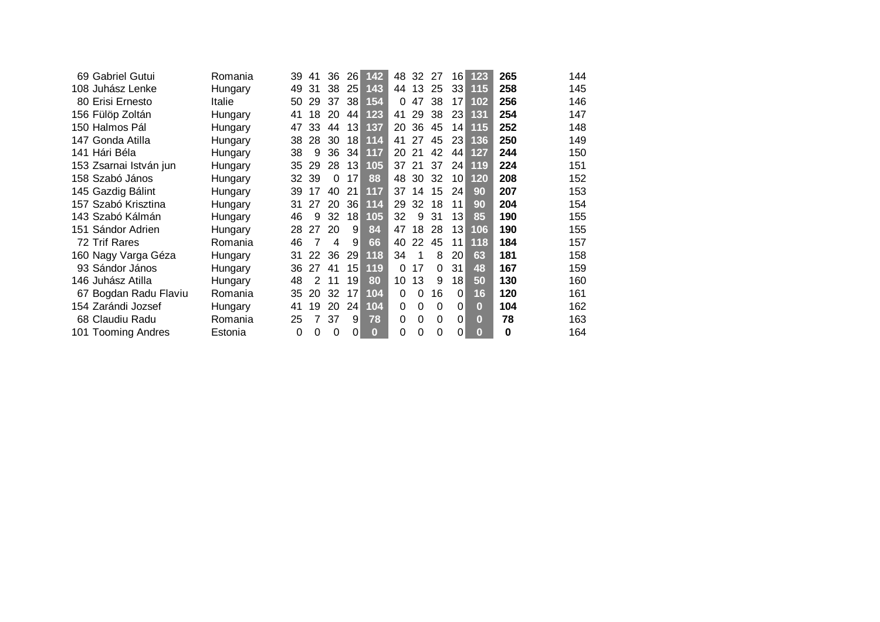| | | | | | | | | | | | | | | |
|---|---|---|---|---|---|---|---|---|---|---|---|---|---|---|
| 69 | Gabriel Gutui | Romania | 39 | 41 | 36 | 26 | **142** | 48 | 32 | 27 | 16 | **123** | **265** | 144 |
| 108 | Juhász Lenke | Hungary | 49 | 31 | 38 | 25 | **143** | 44 | 13 | 25 | 33 | **115** | **258** | 145 |
| 80 | Erisi Ernesto | Italie | 50 | 29 | 37 | 38 | **154** | 0 | 47 | 38 | 17 | **102** | **256** | 146 |
| 156 | Fülöp Zoltán | Hungary | 41 | 18 | 20 | 44 | **123** | 41 | 29 | 38 | 23 | **131** | **254** | 147 |
| 150 | Halmos Pál | Hungary | 47 | 33 | 44 | 13 | **137** | 20 | 36 | 45 | 14 | **115** | **252** | 148 |
| 147 | Gonda Atilla | Hungary | 38 | 28 | 30 | 18 | **114** | 41 | 27 | 45 | 23 | **136** | **250** | 149 |
| 141 | Hári Béla | Hungary | 38 | 9 | 36 | 34 | **117** | 20 | 21 | 42 | 44 | **127** | **244** | 150 |
| 153 | Zsarnai István jun | Hungary | 35 | 29 | 28 | 13 | **105** | 37 | 21 | 37 | 24 | **119** | **224** | 151 |
| 158 | Szabó János | Hungary | 32 | 39 | 0 | 17 | **88** | 48 | 30 | 32 | 10 | **120** | **208** | 152 |
| 145 | Gazdig Bálint | Hungary | 39 | 17 | 40 | 21 | **117** | 37 | 14 | 15 | 24 | **90** | **207** | 153 |
| 157 | Szabó Krisztina | Hungary | 31 | 27 | 20 | 36 | **114** | 29 | 32 | 18 | 11 | **90** | **204** | 154 |
| 143 | Szabó Kálmán | Hungary | 46 | 9 | 32 | 18 | **105** | 32 | 9 | 31 | 13 | **85** | **190** | 155 |
| 151 | Sándor Adrien | Hungary | 28 | 27 | 20 | 9 | **84** | 47 | 18 | 28 | 13 | **106** | **190** | 155 |
| 72 | Trif Rares | Romania | 46 | 7 | 4 | 9 | **66** | 40 | 22 | 45 | 11 | **118** | **184** | 157 |
| 160 | Nagy Varga Géza | Hungary | 31 | 22 | 36 | 29 | **118** | 34 | 1 | 8 | 20 | **63** | **181** | 158 |
| 93 | Sándor János | Hungary | 36 | 27 | 41 | 15 | **119** | 0 | 17 | 0 | 31 | **48** | **167** | 159 |
| 146 | Juhász Atilla | Hungary | 48 | 2 | 11 | 19 | **80** | 10 | 13 | 9 | 18 | **50** | **130** | 160 |
| 67 | Bogdan Radu Flaviu | Romania | 35 | 20 | 32 | 17 | **104** | 0 | 0 | 16 | 0 | **16** | **120** | 161 |
| 154 | Zarándi Jozsef | Hungary | 41 | 19 | 20 | 24 | **104** | 0 | 0 | 0 | 0 | **0** | **104** | 162 |
| 68 | Claudiu Radu | Romania | 25 | 7 | 37 | 9 | **78** | 0 | 0 | 0 | 0 | **0** | **78** | 163 |
| 101 | Tooming Andres | Estonia | 0 | 0 | 0 | 0 | **0** | 0 | 0 | 0 | 0 | **0** | **0** | 164 |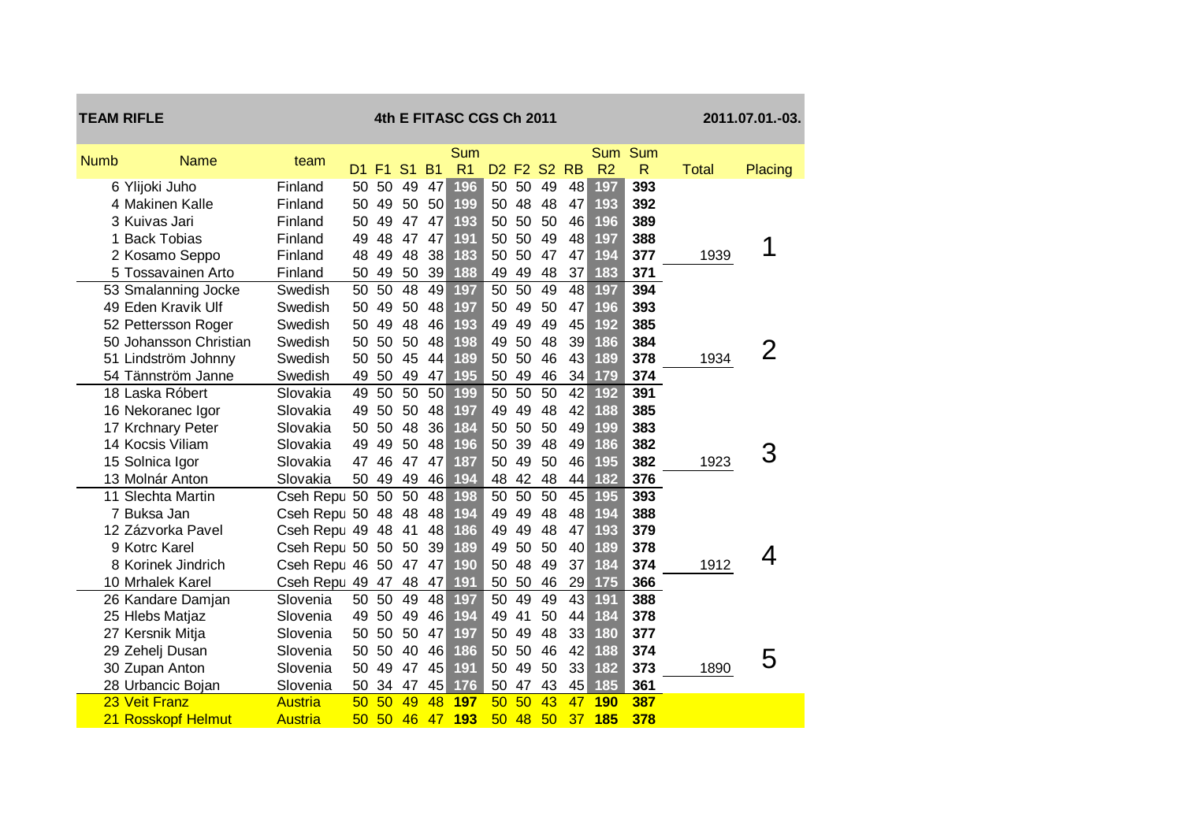**TEAM RIFLE** 4th E FITASC CGS Ch 2011 2011.07.01.-03.

| Numb | Name | team | D1 | F1 | S1 | B1 | Sum R1 | D2 | F2 | S2 | RB | Sum R2 | Sum R | Total | Placing |
|---|---|---|---|---|---|---|---|---|---|---|---|---|---|---|---|
| 6 | Ylijoki Juho | Finland | 50 | 50 | 49 | 47 | 196 | 50 | 50 | 49 | 48 | 197 | 393 | | |
| 4 | Makinen Kalle | Finland | 50 | 49 | 50 | 50 | 199 | 50 | 48 | 48 | 47 | 193 | 392 | | |
| 3 | Kuivas Jari | Finland | 50 | 49 | 47 | 47 | 193 | 50 | 50 | 50 | 46 | 196 | 389 | | |
| 1 | Back Tobias | Finland | 49 | 48 | 47 | 47 | 191 | 50 | 50 | 49 | 48 | 197 | 388 | | |
| 2 | Kosamo Seppo | Finland | 48 | 49 | 48 | 38 | 183 | 50 | 50 | 47 | 47 | 194 | 377 | 1939 | 1 |
| 5 | Tossavainen Arto | Finland | 50 | 49 | 50 | 39 | 188 | 49 | 49 | 48 | 37 | 183 | 371 | | |
| 53 | Smalanning Jocke | Swedish | 50 | 50 | 48 | 49 | 197 | 50 | 50 | 49 | 48 | 197 | 394 | | |
| 49 | Eden Kravik Ulf | Swedish | 50 | 49 | 50 | 48 | 197 | 50 | 49 | 50 | 47 | 196 | 393 | | |
| 52 | Pettersson Roger | Swedish | 50 | 49 | 48 | 46 | 193 | 49 | 49 | 49 | 45 | 192 | 385 | | |
| 50 | Johansson Christian | Swedish | 50 | 50 | 50 | 48 | 198 | 49 | 50 | 48 | 39 | 186 | 384 | | |
| 51 | Lindström Johnny | Swedish | 50 | 50 | 45 | 44 | 189 | 50 | 50 | 46 | 43 | 189 | 378 | 1934 | 2 |
| 54 | Tännström Janne | Swedish | 49 | 50 | 49 | 47 | 195 | 50 | 49 | 46 | 34 | 179 | 374 | | |
| 18 | Laska Róbert | Slovakia | 49 | 50 | 50 | 50 | 199 | 50 | 50 | 50 | 42 | 192 | 391 | | |
| 16 | Nekoranec Igor | Slovakia | 49 | 50 | 50 | 48 | 197 | 49 | 49 | 48 | 42 | 188 | 385 | | |
| 17 | Krchnary Peter | Slovakia | 50 | 50 | 48 | 36 | 184 | 50 | 50 | 50 | 49 | 199 | 383 | | |
| 14 | Kocsis Viliam | Slovakia | 49 | 49 | 50 | 48 | 196 | 50 | 39 | 48 | 49 | 186 | 382 | | |
| 15 | Solnica Igor | Slovakia | 47 | 46 | 47 | 47 | 187 | 50 | 49 | 50 | 46 | 195 | 382 | 1923 | 3 |
| 13 | Molnár Anton | Slovakia | 50 | 49 | 49 | 46 | 194 | 48 | 42 | 48 | 44 | 182 | 376 | | |
| 11 | Slechta Martin | Cseh Repu | 50 | 50 | 50 | 48 | 198 | 50 | 50 | 50 | 45 | 195 | 393 | | |
| 7 | Buksa Jan | Cseh Repu | 50 | 48 | 48 | 48 | 194 | 49 | 49 | 48 | 48 | 194 | 388 | | |
| 12 | Zázvorka Pavel | Cseh Repu | 49 | 48 | 41 | 48 | 186 | 49 | 49 | 48 | 47 | 193 | 379 | | |
| 9 | Kotrc Karel | Cseh Repu | 50 | 50 | 50 | 39 | 189 | 49 | 50 | 50 | 40 | 189 | 378 | | |
| 8 | Korinek Jindrich | Cseh Repu | 46 | 50 | 47 | 47 | 190 | 50 | 48 | 49 | 37 | 184 | 374 | 1912 | 4 |
| 10 | Mrhalek Karel | Cseh Repu | 49 | 47 | 48 | 47 | 191 | 50 | 50 | 46 | 29 | 175 | 366 | | |
| 26 | Kandare Damjan | Slovenia | 50 | 50 | 49 | 48 | 197 | 50 | 49 | 49 | 43 | 191 | 388 | | |
| 25 | Hlebs Matjaz | Slovenia | 49 | 50 | 49 | 46 | 194 | 49 | 41 | 50 | 44 | 184 | 378 | | |
| 27 | Kersnik Mitja | Slovenia | 50 | 50 | 50 | 47 | 197 | 50 | 49 | 48 | 33 | 180 | 377 | | |
| 29 | Zehelj Dusan | Slovenia | 50 | 50 | 40 | 46 | 186 | 50 | 50 | 46 | 42 | 188 | 374 | | |
| 30 | Zupan Anton | Slovenia | 50 | 49 | 47 | 45 | 191 | 50 | 49 | 50 | 33 | 182 | 373 | 1890 | 5 |
| 28 | Urbancic Bojan | Slovenia | 50 | 34 | 47 | 45 | 176 | 50 | 47 | 43 | 45 | 185 | 361 | | |
| 23 | Veit Franz | Austria | 50 | 50 | 49 | 48 | 197 | 50 | 50 | 43 | 47 | 190 | 387 | | |
| 21 | Rosskopf Helmut | Austria | 50 | 50 | 46 | 47 | 193 | 50 | 48 | 50 | 37 | 185 | 378 | | |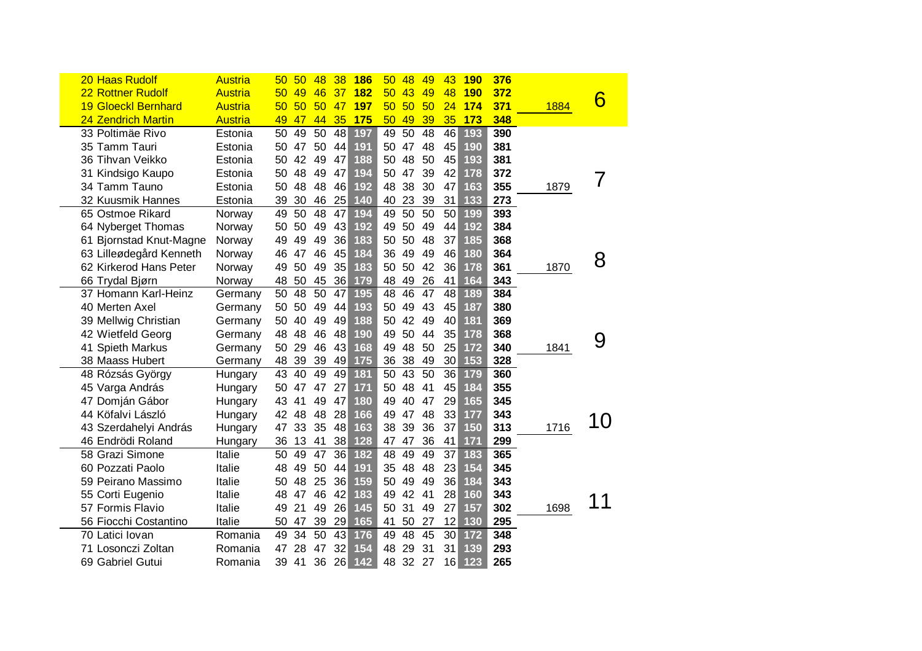| | | | | | | | | | | | | | | |
|---|---|---|---|---|---|---|---|---|---|---|---|---|---|---|
| 20 Haas Rudolf | Austria | 50 | 50 | 48 | 38 | **186** | 50 | 48 | 49 | 43 | **190** | **376** | | |
| 22 Rottner Rudolf | Austria | 50 | 49 | 46 | 37 | **182** | 50 | 43 | 49 | 48 | **190** | **372** | | |
| 19 Gloeckl Bernhard | Austria | 50 | 50 | 50 | 47 | **197** | 50 | 50 | 50 | 24 | **174** | **371** | 1884 | 6 |
| 24 Zendrich Martin | Austria | 49 | 47 | 44 | 35 | **175** | 50 | 49 | 39 | 35 | **173** | **348** | | |
| 33 Poltimäe Rivo | Estonia | 50 | 49 | 50 | 48 | **197** | 49 | 50 | 48 | 46 | **193** | **390** | | |
| 35 Tamm Tauri | Estonia | 50 | 47 | 50 | 44 | **191** | 50 | 47 | 48 | 45 | **190** | **381** | | |
| 36 Tihvan Veikko | Estonia | 50 | 42 | 49 | 47 | **188** | 50 | 48 | 50 | 45 | **193** | **381** | | |
| 31 Kindsigo Kaupo | Estonia | 50 | 48 | 49 | 47 | **194** | 50 | 47 | 39 | 42 | **178** | **372** | | 7 |
| 34 Tamm Tauno | Estonia | 50 | 48 | 48 | 46 | **192** | 48 | 38 | 30 | 47 | **163** | **355** | 1879 | |
| 32 Kuusmik Hannes | Estonia | 39 | 30 | 46 | 25 | **140** | 40 | 23 | 39 | 31 | **133** | **273** | | |
| 65 Ostmoe Rikard | Norway | 49 | 50 | 48 | 47 | **194** | 49 | 50 | 50 | 50 | **199** | **393** | | |
| 64 Nyberget Thomas | Norway | 50 | 50 | 49 | 43 | **192** | 49 | 50 | 49 | 44 | **192** | **384** | | |
| 61 Bjornstad Knut-Magne | Norway | 49 | 49 | 49 | 36 | **183** | 50 | 50 | 48 | 37 | **185** | **368** | | |
| 63 Lilleødegård Kenneth | Norway | 46 | 47 | 46 | 45 | **184** | 36 | 49 | 49 | 46 | **180** | **364** | | 8 |
| 62 Kirkerod Hans Peter | Norway | 49 | 50 | 49 | 35 | **183** | 50 | 50 | 42 | 36 | **178** | **361** | 1870 | |
| 66 Trydal Bjørn | Norway | 48 | 50 | 45 | 36 | **179** | 48 | 49 | 26 | 41 | **164** | **343** | | |
| 37 Homann Karl-Heinz | Germany | 50 | 48 | 50 | 47 | **195** | 48 | 46 | 47 | 48 | **189** | **384** | | |
| 40 Merten Axel | Germany | 50 | 50 | 49 | 44 | **193** | 50 | 49 | 43 | 45 | **187** | **380** | | |
| 39 Mellwig Christian | Germany | 50 | 40 | 49 | 49 | **188** | 50 | 42 | 49 | 40 | **181** | **369** | | |
| 42 Wietfeld Georg | Germany | 48 | 48 | 46 | 48 | **190** | 49 | 50 | 44 | 35 | **178** | **368** | | 9 |
| 41 Spieth Markus | Germany | 50 | 29 | 46 | 43 | **168** | 49 | 48 | 50 | 25 | **172** | **340** | 1841 | |
| 38 Maass Hubert | Germany | 48 | 39 | 39 | 49 | **175** | 36 | 38 | 49 | 30 | **153** | **328** | | |
| 48 Rózsás György | Hungary | 43 | 40 | 49 | 49 | **181** | 50 | 43 | 50 | 36 | **179** | **360** | | |
| 45 Varga András | Hungary | 50 | 47 | 47 | 27 | **171** | 50 | 48 | 41 | 45 | **184** | **355** | | |
| 47 Domján Gábor | Hungary | 43 | 41 | 49 | 47 | **180** | 49 | 40 | 47 | 29 | **165** | **345** | | |
| 44 Köfalvi László | Hungary | 42 | 48 | 48 | 28 | **166** | 49 | 47 | 48 | 33 | **177** | **343** | | 10 |
| 43 Szerdahelyi András | Hungary | 47 | 33 | 35 | 48 | **163** | 38 | 39 | 36 | 37 | **150** | **313** | 1716 | |
| 46 Endrödi Roland | Hungary | 36 | 13 | 41 | 38 | **128** | 47 | 47 | 36 | 41 | **171** | **299** | | |
| 58 Grazi Simone | Italie | 50 | 49 | 47 | 36 | **182** | 48 | 49 | 49 | 37 | **183** | **365** | | |
| 60 Pozzati Paolo | Italie | 48 | 49 | 50 | 44 | **191** | 35 | 48 | 48 | 23 | **154** | **345** | | |
| 59 Peirano Massimo | Italie | 50 | 48 | 25 | 36 | **159** | 50 | 49 | 49 | 36 | **184** | **343** | | |
| 55 Corti Eugenio | Italie | 48 | 47 | 46 | 42 | **183** | 49 | 42 | 41 | 28 | **160** | **343** | | 11 |
| 57 Formis Flavio | Italie | 49 | 21 | 49 | 26 | **145** | 50 | 31 | 49 | 27 | **157** | **302** | 1698 | |
| 56 Fiocchi Costantino | Italie | 50 | 47 | 39 | 29 | **165** | 41 | 50 | 27 | 12 | **130** | **295** | | |
| 70 Latici Iovan | Romania | 49 | 34 | 50 | 43 | **176** | 49 | 48 | 45 | 30 | **172** | **348** | | |
| 71 Losonczi Zoltan | Romania | 47 | 28 | 47 | 32 | **154** | 48 | 29 | 31 | 31 | **139** | **293** | | |
| 69 Gabriel Gutui | Romania | 39 | 41 | 36 | 26 | **142** | 48 | 32 | 27 | 16 | **123** | **265** | | |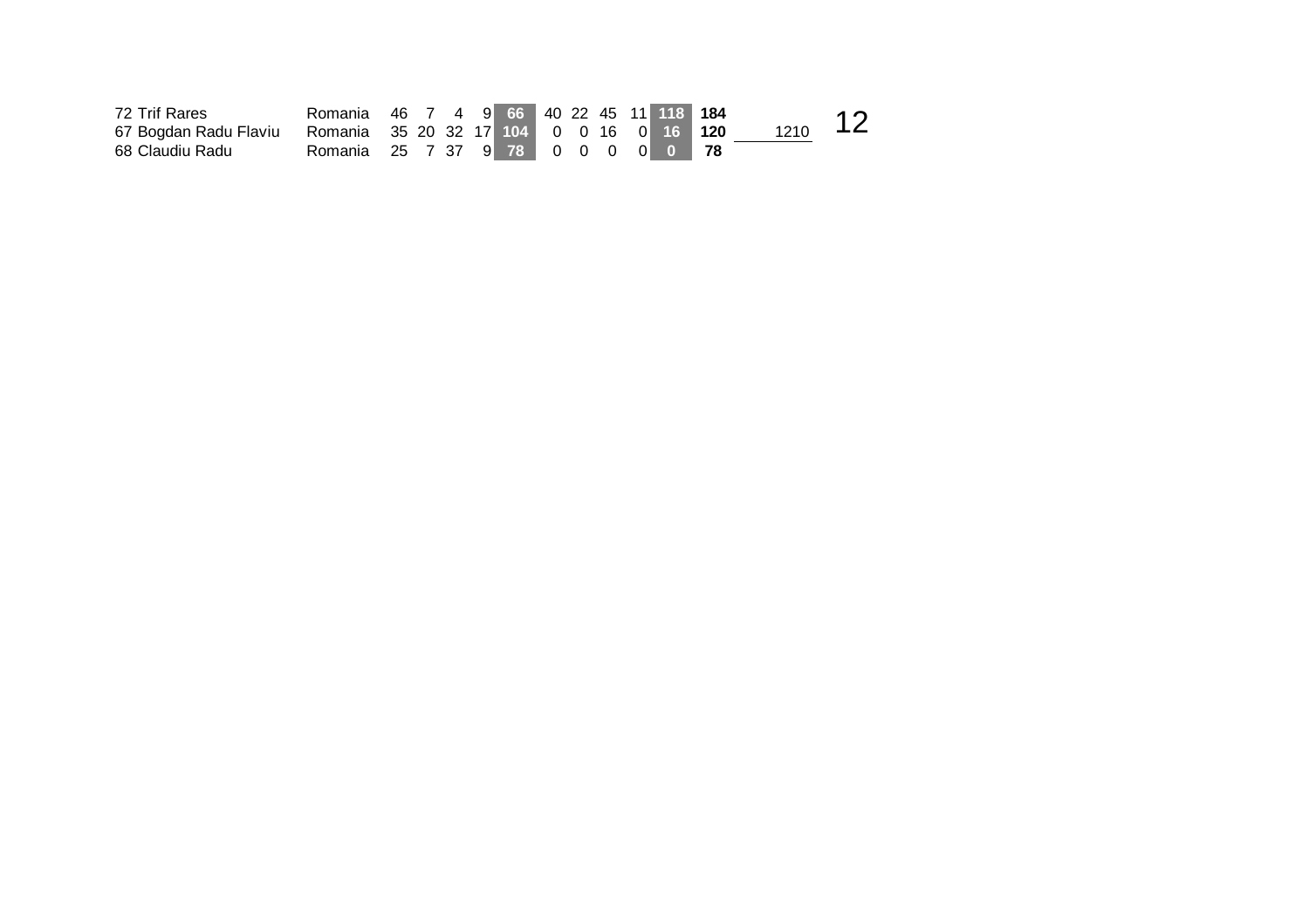| | | | | | | | | | | | | | | | |
|---|---|---|---|---|---|---|---|---|---|---|---|---|---|---|---|
| 72 | Trif Rares | Romania | 46 | 7 | 4 | 9 | **66** | 40 | 22 | 45 | 11 | **118** | **184** | | 12 |
| 67 | Bogdan Radu Flaviu | Romania | 35 | 20 | 32 | 17 | **104** | 0 | 0 | 16 | 0 | **16** | **120** | 1210 | |
| 68 | Claudiu Radu | Romania | 25 | 7 | 37 | 9 | **78** | 0 | 0 | 0 | 0 | **0** | **78** | | |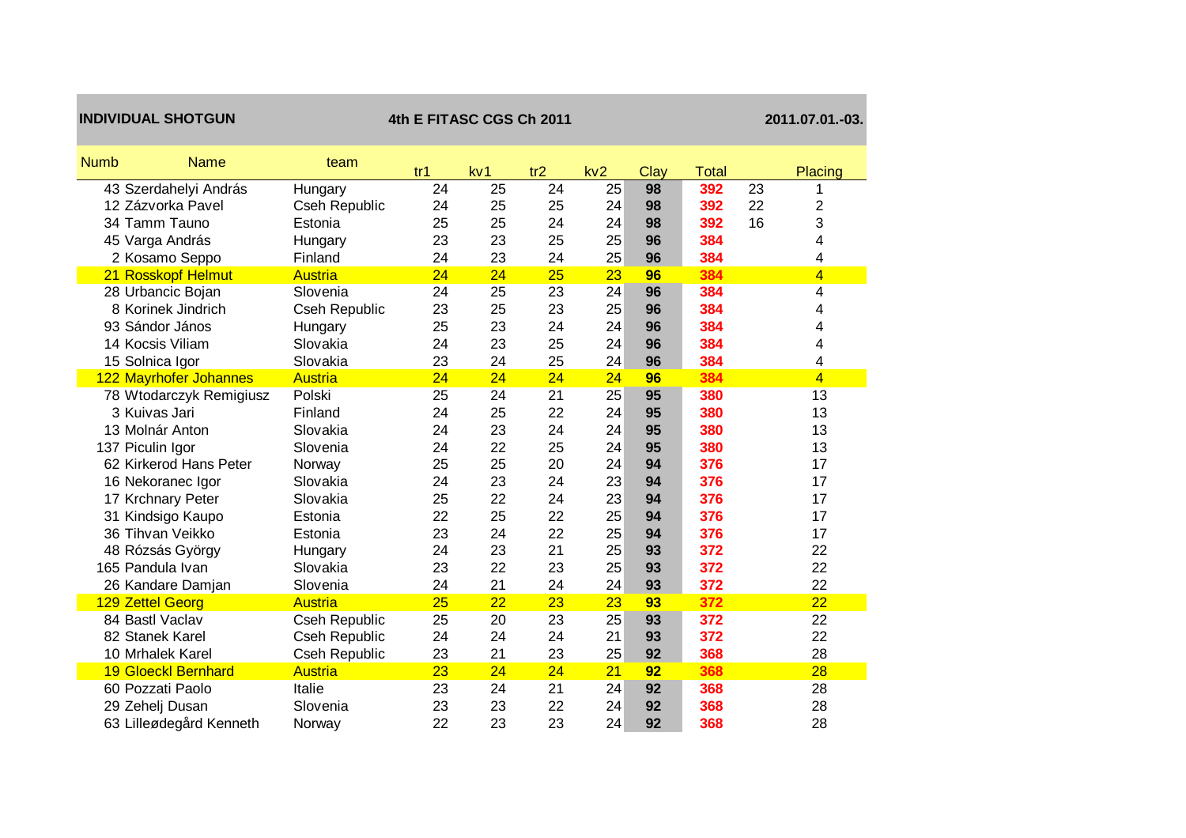**INDIVIDUAL SHOTGUN** | **4th E FITASC CGS Ch 2011** | **2011.07.01.-03.**

| Numb | Name | team | tr1 | kv1 | tr2 | kv2 | Clay | Total | | Placing |
|---|---|---|---|---|---|---|---|---|---|---|
| 43 | Szerdahelyi András | Hungary | 24 | 25 | 24 | 25 | **98** | **392** | 23 | 1 |
| 12 | Zázvorka Pavel | Cseh Republic | 24 | 25 | 25 | 24 | **98** | **392** | 22 | 2 |
| 34 | Tamm Tauno | Estonia | 25 | 25 | 24 | 24 | **98** | **392** | 16 | 3 |
| 45 | Varga András | Hungary | 23 | 23 | 25 | 25 | **96** | **384** | | 4 |
| 2 | Kosamo Seppo | Finland | 24 | 23 | 24 | 25 | **96** | **384** | | 4 |
| 21 | Rosskopf Helmut | Austria | 24 | 24 | 25 | 23 | **96** | **384** | | 4 |
| 28 | Urbancic Bojan | Slovenia | 24 | 25 | 23 | 24 | **96** | **384** | | 4 |
| 8 | Korinek Jindrich | Cseh Republic | 23 | 25 | 23 | 25 | **96** | **384** | | 4 |
| 93 | Sándor János | Hungary | 25 | 23 | 24 | 24 | **96** | **384** | | 4 |
| 14 | Kocsis Viliam | Slovakia | 24 | 23 | 25 | 24 | **96** | **384** | | 4 |
| 15 | Solnica Igor | Slovakia | 23 | 24 | 25 | 24 | **96** | **384** | | 4 |
| 122 | Mayrhofer Johannes | Austria | 24 | 24 | 24 | 24 | **96** | **384** | | 4 |
| 78 | Wtodarczyk Remigiusz | Polski | 25 | 24 | 21 | 25 | **95** | **380** | | 13 |
| 3 | Kuivas Jari | Finland | 24 | 25 | 22 | 24 | **95** | **380** | | 13 |
| 13 | Molnár Anton | Slovakia | 24 | 23 | 24 | 24 | **95** | **380** | | 13 |
| 137 | Piculin Igor | Slovenia | 24 | 22 | 25 | 24 | **95** | **380** | | 13 |
| 62 | Kirkerod Hans Peter | Norway | 25 | 25 | 20 | 24 | **94** | **376** | | 17 |
| 16 | Nekoranec Igor | Slovakia | 24 | 23 | 24 | 23 | **94** | **376** | | 17 |
| 17 | Krchnary Peter | Slovakia | 25 | 22 | 24 | 23 | **94** | **376** | | 17 |
| 31 | Kindsigo Kaupo | Estonia | 22 | 25 | 22 | 25 | **94** | **376** | | 17 |
| 36 | Tihvan Veikko | Estonia | 23 | 24 | 22 | 25 | **94** | **376** | | 17 |
| 48 | Rózsás György | Hungary | 24 | 23 | 21 | 25 | **93** | **372** | | 22 |
| 165 | Pandula Ivan | Slovakia | 23 | 22 | 23 | 25 | **93** | **372** | | 22 |
| 26 | Kandare Damjan | Slovenia | 24 | 21 | 24 | 24 | **93** | **372** | | 22 |
| 129 | Zettel Georg | Austria | 25 | 22 | 23 | 23 | **93** | **372** | | 22 |
| 84 | Bastl Vaclav | Cseh Republic | 25 | 20 | 23 | 25 | **93** | **372** | | 22 |
| 82 | Stanek Karel | Cseh Republic | 24 | 24 | 24 | 21 | **93** | **372** | | 22 |
| 10 | Mrhalek Karel | Cseh Republic | 23 | 21 | 23 | 25 | **92** | **368** | | 28 |
| 19 | Gloeckl Bernhard | Austria | 23 | 24 | 24 | 21 | **92** | **368** | | 28 |
| 60 | Pozzati Paolo | Italie | 23 | 24 | 21 | 24 | **92** | **368** | | 28 |
| 29 | Zehelj Dusan | Slovenia | 23 | 23 | 22 | 24 | **92** | **368** | | 28 |
| 63 | Lilleødegård Kenneth | Norway | 22 | 23 | 23 | 24 | **92** | **368** | | 28 |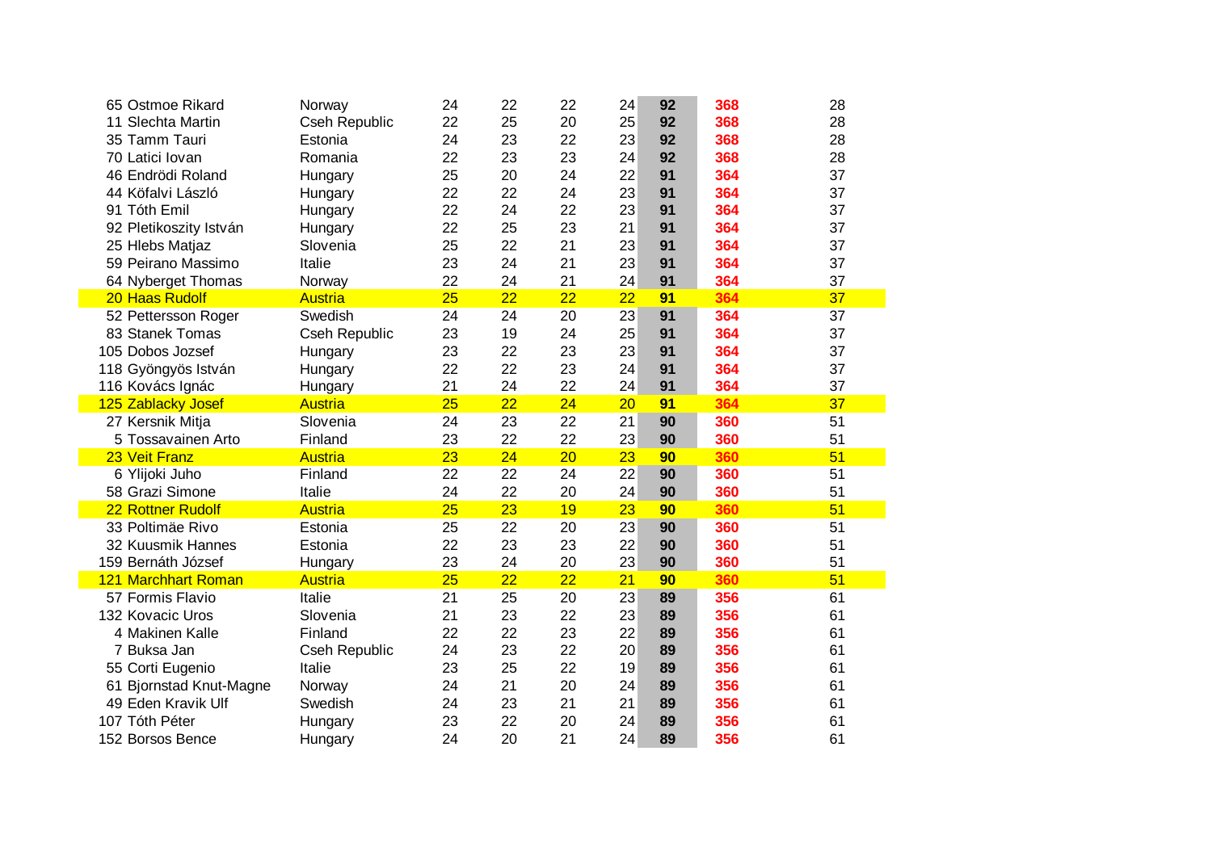| | | | | | | | | |
|---|---|---|---|---|---|---|---|---|
| 65 | Ostmoe Rikard | Norway | 24 | 22 | 22 | 24 | **92** | **368** | 28 |
| 11 | Slechta Martin | Cseh Republic | 22 | 25 | 20 | 25 | **92** | **368** | 28 |
| 35 | Tamm Tauri | Estonia | 24 | 23 | 22 | 23 | **92** | **368** | 28 |
| 70 | Latici Iovan | Romania | 22 | 23 | 23 | 24 | **92** | **368** | 28 |
| 46 | Endrödi Roland | Hungary | 25 | 20 | 24 | 22 | **91** | **364** | 37 |
| 44 | Köfalvi László | Hungary | 22 | 22 | 24 | 23 | **91** | **364** | 37 |
| 91 | Tóth Emil | Hungary | 22 | 24 | 22 | 23 | **91** | **364** | 37 |
| 92 | Pletikoszity István | Hungary | 22 | 25 | 23 | 21 | **91** | **364** | 37 |
| 25 | Hlebs Matjaz | Slovenia | 25 | 22 | 21 | 23 | **91** | **364** | 37 |
| 59 | Peirano Massimo | Italie | 23 | 24 | 21 | 23 | **91** | **364** | 37 |
| 64 | Nyberget Thomas | Norway | 22 | 24 | 21 | 24 | **91** | **364** | 37 |
| 20 | Haas Rudolf | Austria | 25 | 22 | 22 | 22 | **91** | **364** | 37 |
| 52 | Pettersson Roger | Swedish | 24 | 24 | 20 | 23 | **91** | **364** | 37 |
| 83 | Stanek Tomas | Cseh Republic | 23 | 19 | 24 | 25 | **91** | **364** | 37 |
| 105 | Dobos Jozsef | Hungary | 23 | 22 | 23 | 23 | **91** | **364** | 37 |
| 118 | Gyöngyös István | Hungary | 22 | 22 | 23 | 24 | **91** | **364** | 37 |
| 116 | Kovács Ignác | Hungary | 21 | 24 | 22 | 24 | **91** | **364** | 37 |
| 125 | Zablacky Josef | Austria | 25 | 22 | 24 | 20 | **91** | **364** | 37 |
| 27 | Kersnik Mitja | Slovenia | 24 | 23 | 22 | 21 | **90** | **360** | 51 |
| 5 | Tossavainen Arto | Finland | 23 | 22 | 22 | 23 | **90** | **360** | 51 |
| 23 | Veit Franz | Austria | 23 | 24 | 20 | 23 | **90** | **360** | 51 |
| 6 | Ylijoki Juho | Finland | 22 | 22 | 24 | 22 | **90** | **360** | 51 |
| 58 | Grazi Simone | Italie | 24 | 22 | 20 | 24 | **90** | **360** | 51 |
| 22 | Rottner Rudolf | Austria | 25 | 23 | 19 | 23 | **90** | **360** | 51 |
| 33 | Poltimäe Rivo | Estonia | 25 | 22 | 20 | 23 | **90** | **360** | 51 |
| 32 | Kuusmik Hannes | Estonia | 22 | 23 | 23 | 22 | **90** | **360** | 51 |
| 159 | Bernáth József | Hungary | 23 | 24 | 20 | 23 | **90** | **360** | 51 |
| 121 | Marchhart Roman | Austria | 25 | 22 | 22 | 21 | **90** | **360** | 51 |
| 57 | Formis Flavio | Italie | 21 | 25 | 20 | 23 | **89** | **356** | 61 |
| 132 | Kovacic Uros | Slovenia | 21 | 23 | 22 | 23 | **89** | **356** | 61 |
| 4 | Makinen Kalle | Finland | 22 | 22 | 23 | 22 | **89** | **356** | 61 |
| 7 | Buksa Jan | Cseh Republic | 24 | 23 | 22 | 20 | **89** | **356** | 61 |
| 55 | Corti Eugenio | Italie | 23 | 25 | 22 | 19 | **89** | **356** | 61 |
| 61 | Bjornstad Knut-Magne | Norway | 24 | 21 | 20 | 24 | **89** | **356** | 61 |
| 49 | Eden Kravik Ulf | Swedish | 24 | 23 | 21 | 21 | **89** | **356** | 61 |
| 107 | Tóth Péter | Hungary | 23 | 22 | 20 | 24 | **89** | **356** | 61 |
| 152 | Borsos Bence | Hungary | 24 | 20 | 21 | 24 | **89** | **356** | 61 |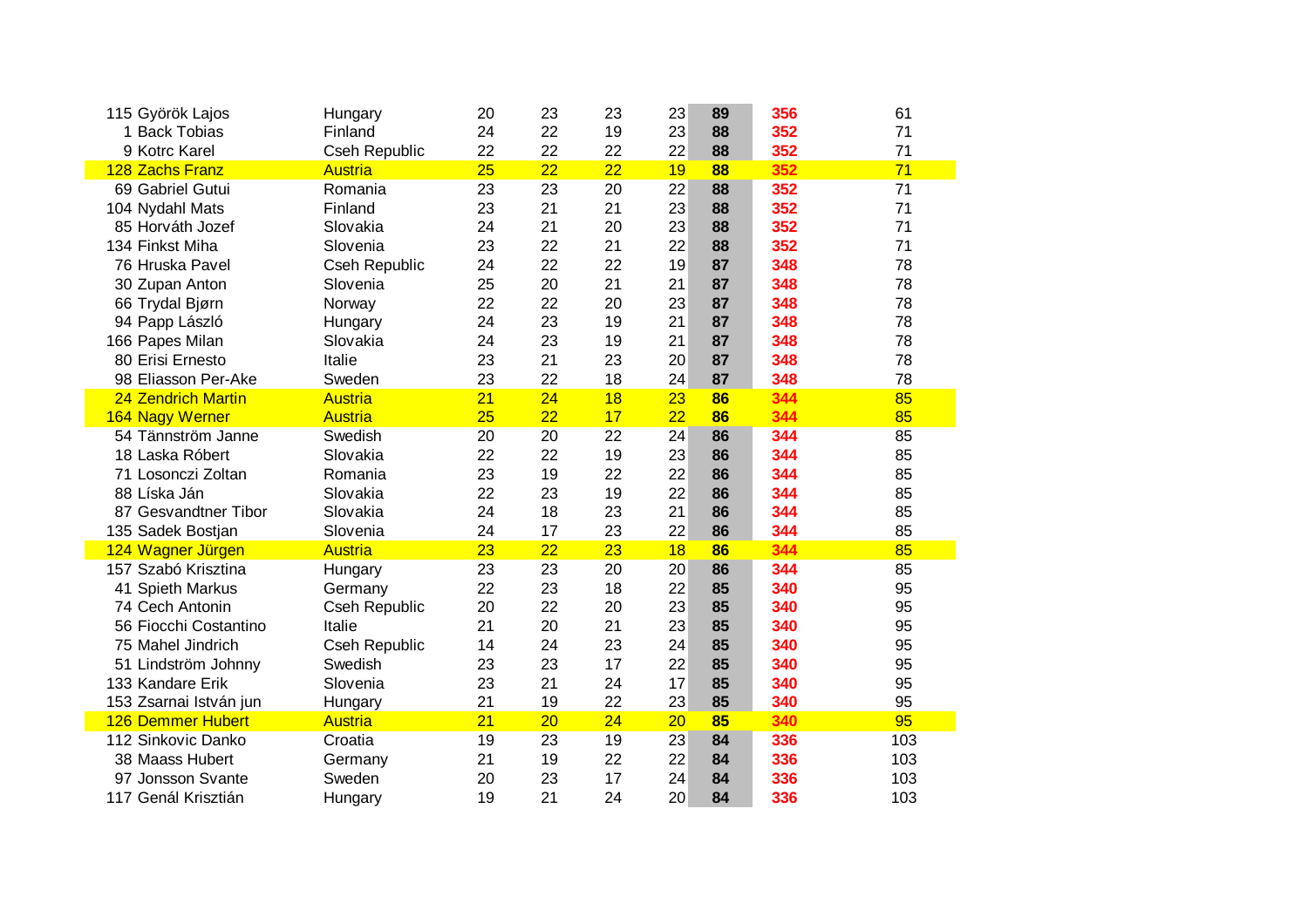| | | | | | | | | |
|---|---|---|---|---|---|---|---|---|
| 115 Györök Lajos | Hungary | 20 | 23 | 23 | 23 | **89** | **356** | 61 |
| 1 Back Tobias | Finland | 24 | 22 | 19 | 23 | **88** | **352** | 71 |
| 9 Kotrc Karel | Cseh Republic | 22 | 22 | 22 | 22 | **88** | **352** | 71 |
| 128 Zachs Franz | Austria | 25 | 22 | 22 | 19 | **88** | **352** | 71 |
| 69 Gabriel Gutui | Romania | 23 | 23 | 20 | 22 | **88** | **352** | 71 |
| 104 Nydahl Mats | Finland | 23 | 21 | 21 | 23 | **88** | **352** | 71 |
| 85 Horváth Jozef | Slovakia | 24 | 21 | 20 | 23 | **88** | **352** | 71 |
| 134 Finkst Miha | Slovenia | 23 | 22 | 21 | 22 | **88** | **352** | 71 |
| 76 Hruska Pavel | Cseh Republic | 24 | 22 | 22 | 19 | **87** | **348** | 78 |
| 30 Zupan Anton | Slovenia | 25 | 20 | 21 | 21 | **87** | **348** | 78 |
| 66 Trydal Bjørn | Norway | 22 | 22 | 20 | 23 | **87** | **348** | 78 |
| 94 Papp László | Hungary | 24 | 23 | 19 | 21 | **87** | **348** | 78 |
| 166 Papes Milan | Slovakia | 24 | 23 | 19 | 21 | **87** | **348** | 78 |
| 80 Erisi Ernesto | Italie | 23 | 21 | 23 | 20 | **87** | **348** | 78 |
| 98 Eliasson Per-Ake | Sweden | 23 | 22 | 18 | 24 | **87** | **348** | 78 |
| 24 Zendrich Martin | Austria | 21 | 24 | 18 | 23 | **86** | **344** | 85 |
| 164 Nagy Werner | Austria | 25 | 22 | 17 | 22 | **86** | **344** | 85 |
| 54 Tännström Janne | Swedish | 20 | 20 | 22 | 24 | **86** | **344** | 85 |
| 18 Laska Róbert | Slovakia | 22 | 22 | 19 | 23 | **86** | **344** | 85 |
| 71 Losonczi Zoltan | Romania | 23 | 19 | 22 | 22 | **86** | **344** | 85 |
| 88 Líska Ján | Slovakia | 22 | 23 | 19 | 22 | **86** | **344** | 85 |
| 87 Gesvandtner Tibor | Slovakia | 24 | 18 | 23 | 21 | **86** | **344** | 85 |
| 135 Sadek Bostjan | Slovenia | 24 | 17 | 23 | 22 | **86** | **344** | 85 |
| 124 Wagner Jürgen | Austria | 23 | 22 | 23 | 18 | **86** | **344** | 85 |
| 157 Szabó Krisztina | Hungary | 23 | 23 | 20 | 20 | **86** | **344** | 85 |
| 41 Spieth Markus | Germany | 22 | 23 | 18 | 22 | **85** | **340** | 95 |
| 74 Cech Antonin | Cseh Republic | 20 | 22 | 20 | 23 | **85** | **340** | 95 |
| 56 Fiocchi Costantino | Italie | 21 | 20 | 21 | 23 | **85** | **340** | 95 |
| 75 Mahel Jindrich | Cseh Republic | 14 | 24 | 23 | 24 | **85** | **340** | 95 |
| 51 Lindström Johnny | Swedish | 23 | 23 | 17 | 22 | **85** | **340** | 95 |
| 133 Kandare Erik | Slovenia | 23 | 21 | 24 | 17 | **85** | **340** | 95 |
| 153 Zsarnai István jun | Hungary | 21 | 19 | 22 | 23 | **85** | **340** | 95 |
| 126 Demmer Hubert | Austria | 21 | 20 | 24 | 20 | **85** | **340** | 95 |
| 112 Sinkovic Danko | Croatia | 19 | 23 | 19 | 23 | **84** | **336** | 103 |
| 38 Maass Hubert | Germany | 21 | 19 | 22 | 22 | **84** | **336** | 103 |
| 97 Jonsson Svante | Sweden | 20 | 23 | 17 | 24 | **84** | **336** | 103 |
| 117 Genál Krisztián | Hungary | 19 | 21 | 24 | 20 | **84** | **336** | 103 |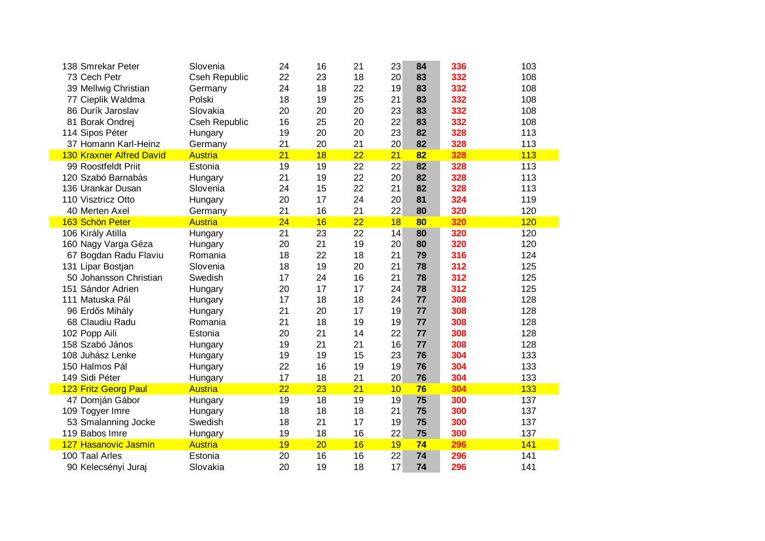| | | | | | | | | |
|---|---|---|---|---|---|---|---|---|
| 138 Smrekar Peter | Slovenia | 24 | 16 | 21 | 23 | **84** | **336** | 103 |
| 73 Cech Petr | Cseh Republic | 22 | 23 | 18 | 20 | **83** | **332** | 108 |
| 39 Mellwig Christian | Germany | 24 | 18 | 22 | 19 | **83** | **332** | 108 |
| 77 Cieplik Waldma | Polski | 18 | 19 | 25 | 21 | **83** | **332** | 108 |
| 86 Durík Jaroslav | Slovakia | 20 | 20 | 20 | 23 | **83** | **332** | 108 |
| 81 Borak Ondrej | Cseh Republic | 16 | 25 | 20 | 22 | **83** | **332** | 108 |
| 114 Sipos Péter | Hungary | 19 | 20 | 20 | 23 | **82** | **328** | 113 |
| 37 Homann Karl-Heinz | Germany | 21 | 20 | 21 | 20 | **82** | **328** | 113 |
| 130 Kraxner Alfred David | Austria | 21 | 18 | 22 | 21 | **82** | **328** | 113 |
| 99 Roostfeldt Priit | Estonia | 19 | 19 | 22 | 22 | **82** | **328** | 113 |
| 120 Szabó Barnabás | Hungary | 21 | 19 | 22 | 20 | **82** | **328** | 113 |
| 136 Urankar Dusan | Slovenia | 24 | 15 | 22 | 21 | **82** | **328** | 113 |
| 110 Visztricz Otto | Hungary | 20 | 17 | 24 | 20 | **81** | **324** | 119 |
| 40 Merten Axel | Germany | 21 | 16 | 21 | 22 | **80** | **320** | 120 |
| 163 Schön Peter | Austria | 24 | 16 | 22 | 18 | **80** | **320** | 120 |
| 106 Király Atilla | Hungary | 21 | 23 | 22 | 14 | **80** | **320** | 120 |
| 160 Nagy Varga Géza | Hungary | 20 | 21 | 19 | 20 | **80** | **320** | 120 |
| 67 Bogdan Radu Flaviu | Romania | 18 | 22 | 18 | 21 | **79** | **316** | 124 |
| 131 Lipar Bostjan | Slovenia | 18 | 19 | 20 | 21 | **78** | **312** | 125 |
| 50 Johansson Christian | Swedish | 17 | 24 | 16 | 21 | **78** | **312** | 125 |
| 151 Sándor Adrien | Hungary | 20 | 17 | 17 | 24 | **78** | **312** | 125 |
| 111 Matuska Pál | Hungary | 17 | 18 | 18 | 24 | **77** | **308** | 128 |
| 96 Erdős Mihály | Hungary | 21 | 20 | 17 | 19 | **77** | **308** | 128 |
| 68 Claudiu Radu | Romania | 21 | 18 | 19 | 19 | **77** | **308** | 128 |
| 102 Popp Aili | Estonia | 20 | 21 | 14 | 22 | **77** | **308** | 128 |
| 158 Szabó János | Hungary | 19 | 21 | 21 | 16 | **77** | **308** | 128 |
| 108 Juhász Lenke | Hungary | 19 | 19 | 15 | 23 | **76** | **304** | 133 |
| 150 Halmos Pál | Hungary | 22 | 16 | 19 | 19 | **76** | **304** | 133 |
| 149 Sidi Péter | Hungary | 17 | 18 | 21 | 20 | **76** | **304** | 133 |
| 123 Fritz Georg Paul | Austria | 22 | 23 | 21 | 10 | **76** | **304** | 133 |
| 47 Domján Gábor | Hungary | 19 | 18 | 19 | 19 | **75** | **300** | 137 |
| 109 Togyer Imre | Hungary | 18 | 18 | 18 | 21 | **75** | **300** | 137 |
| 53 Smalanning Jocke | Swedish | 18 | 21 | 17 | 19 | **75** | **300** | 137 |
| 119 Babos Imre | Hungary | 19 | 18 | 16 | 22 | **75** | **300** | 137 |
| 127 Hasanovic Jasmin | Austria | 19 | 20 | 16 | 19 | **74** | **296** | 141 |
| 100 Taal Arles | Estonia | 20 | 16 | 16 | 22 | **74** | **296** | 141 |
| 90 Kelecsényi Juraj | Slovakia | 20 | 19 | 18 | 17 | **74** | **296** | 141 |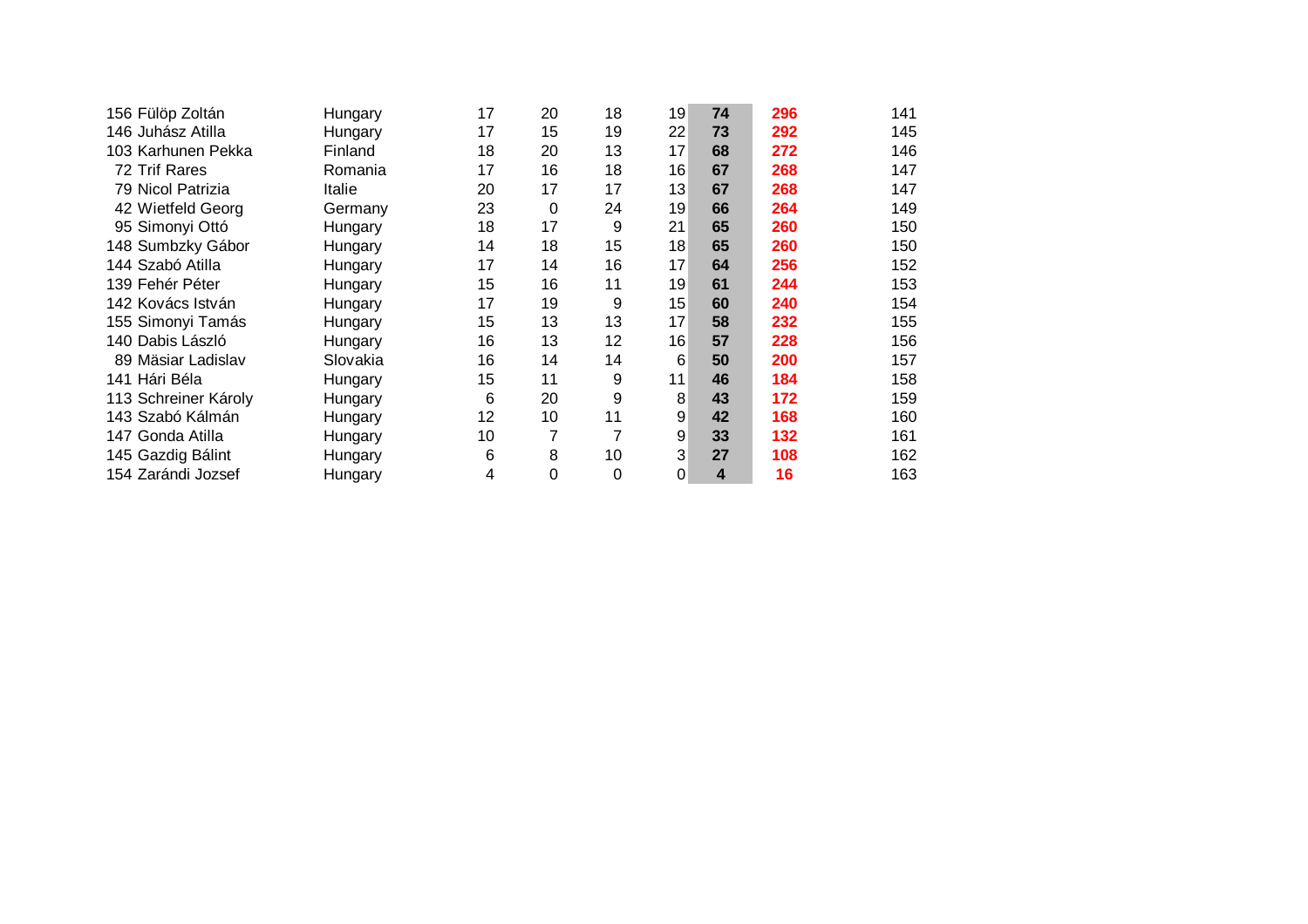| | | | | | | | | |
|---|---|---|---|---|---|---|---|---|
| 156 Fülöp Zoltán | Hungary | 17 | 20 | 18 | 19 | **74** | **296** | 141 |
| 146 Juhász Atilla | Hungary | 17 | 15 | 19 | 22 | **73** | **292** | 145 |
| 103 Karhunen Pekka | Finland | 18 | 20 | 13 | 17 | **68** | **272** | 146 |
| 72 Trif Rares | Romania | 17 | 16 | 18 | 16 | **67** | **268** | 147 |
| 79 Nicol Patrizia | Italie | 20 | 17 | 17 | 13 | **67** | **268** | 147 |
| 42 Wietfeld Georg | Germany | 23 | 0 | 24 | 19 | **66** | **264** | 149 |
| 95 Simonyi Ottó | Hungary | 18 | 17 | 9 | 21 | **65** | **260** | 150 |
| 148 Sumbzky Gábor | Hungary | 14 | 18 | 15 | 18 | **65** | **260** | 150 |
| 144 Szabó Atilla | Hungary | 17 | 14 | 16 | 17 | **64** | **256** | 152 |
| 139 Fehér Péter | Hungary | 15 | 16 | 11 | 19 | **61** | **244** | 153 |
| 142 Kovács István | Hungary | 17 | 19 | 9 | 15 | **60** | **240** | 154 |
| 155 Simonyi Tamás | Hungary | 15 | 13 | 13 | 17 | **58** | **232** | 155 |
| 140 Dabis László | Hungary | 16 | 13 | 12 | 16 | **57** | **228** | 156 |
| 89 Mäsiar Ladislav | Slovakia | 16 | 14 | 14 | 6 | **50** | **200** | 157 |
| 141 Hári Béla | Hungary | 15 | 11 | 9 | 11 | **46** | **184** | 158 |
| 113 Schreiner Károly | Hungary | 6 | 20 | 9 | 8 | **43** | **172** | 159 |
| 143 Szabó Kálmán | Hungary | 12 | 10 | 11 | 9 | **42** | **168** | 160 |
| 147 Gonda Atilla | Hungary | 10 | 7 | 7 | 9 | **33** | **132** | 161 |
| 145 Gazdig Bálint | Hungary | 6 | 8 | 10 | 3 | **27** | **108** | 162 |
| 154 Zarándi Jozsef | Hungary | 4 | 0 | 0 | 0 | **4** | **16** | 163 |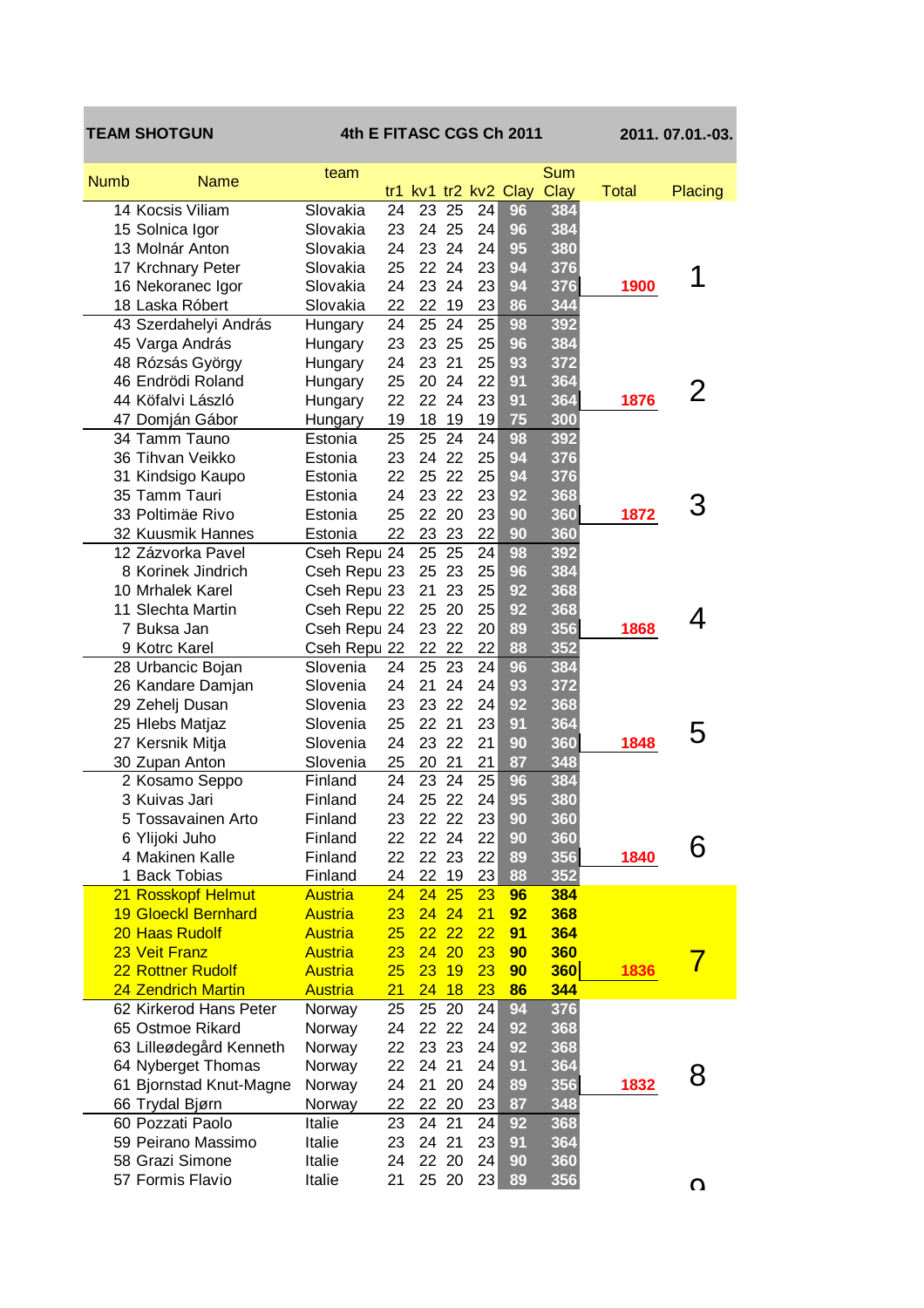**TEAM SHOTGUN** **4th E FITASC CGS Ch 2011** **2011. 07.01.-03.**

| Numb | Name | team | tr1 | kv1 | tr2 | kv2 | Clay | Sum Clay | Total | Placing |
|---|---|---|---|---|---|---|---|---|---|---|
| 14 | Kocsis Viliam | Slovakia | 24 | 23 | 25 | 24 | 96 | 384 | | |
| 15 | Solnica Igor | Slovakia | 23 | 24 | 25 | 24 | 96 | 384 | | |
| 13 | Molnár Anton | Slovakia | 24 | 23 | 24 | 24 | 95 | 380 | | |
| 17 | Krchnary Peter | Slovakia | 25 | 22 | 24 | 23 | 94 | 376 | | 1 |
| 16 | Nekoranec Igor | Slovakia | 24 | 23 | 24 | 23 | 94 | 376 | 1900 | |
| 18 | Laska Róbert | Slovakia | 22 | 22 | 19 | 23 | 86 | 344 | | |
| 43 | Szerdahelyi András | Hungary | 24 | 25 | 24 | 25 | 98 | 392 | | |
| 45 | Varga András | Hungary | 23 | 23 | 25 | 25 | 96 | 384 | | |
| 48 | Rózsás György | Hungary | 24 | 23 | 21 | 25 | 93 | 372 | | |
| 46 | Endrödi Roland | Hungary | 25 | 20 | 24 | 22 | 91 | 364 | | 2 |
| 44 | Köfalvi László | Hungary | 22 | 22 | 24 | 23 | 91 | 364 | 1876 | |
| 47 | Domján Gábor | Hungary | 19 | 18 | 19 | 19 | 75 | 300 | | |
| 34 | Tamm Tauno | Estonia | 25 | 25 | 24 | 24 | 98 | 392 | | |
| 36 | Tihvan Veikko | Estonia | 23 | 24 | 22 | 25 | 94 | 376 | | |
| 31 | Kindsigo Kaupo | Estonia | 22 | 25 | 22 | 25 | 94 | 376 | | |
| 35 | Tamm Tauri | Estonia | 24 | 23 | 22 | 23 | 92 | 368 | | 3 |
| 33 | Poltimäe Rivo | Estonia | 25 | 22 | 20 | 23 | 90 | 360 | 1872 | |
| 32 | Kuusmik Hannes | Estonia | 22 | 23 | 23 | 22 | 90 | 360 | | |
| 12 | Zázvorka Pavel | Cseh Repu | 24 | 25 | 25 | 24 | 98 | 392 | | |
| 8 | Korinek Jindrich | Cseh Repu | 23 | 25 | 23 | 25 | 96 | 384 | | |
| 10 | Mrhalek Karel | Cseh Repu | 23 | 21 | 23 | 25 | 92 | 368 | | |
| 11 | Slechta Martin | Cseh Repu | 22 | 25 | 20 | 25 | 92 | 368 | | 4 |
| 7 | Buksa Jan | Cseh Repu | 24 | 23 | 22 | 20 | 89 | 356 | 1868 | |
| 9 | Kotrc Karel | Cseh Repu | 22 | 22 | 22 | 22 | 88 | 352 | | |
| 28 | Urbancic Bojan | Slovenia | 24 | 25 | 23 | 24 | 96 | 384 | | |
| 26 | Kandare Damjan | Slovenia | 24 | 21 | 24 | 24 | 93 | 372 | | |
| 29 | Zehelj Dusan | Slovenia | 23 | 23 | 22 | 24 | 92 | 368 | | |
| 25 | Hlebs Matjaz | Slovenia | 25 | 22 | 21 | 23 | 91 | 364 | | 5 |
| 27 | Kersnik Mitja | Slovenia | 24 | 23 | 22 | 21 | 90 | 360 | 1848 | |
| 30 | Zupan Anton | Slovenia | 25 | 20 | 21 | 21 | 87 | 348 | | |
| 2 | Kosamo Seppo | Finland | 24 | 23 | 24 | 25 | 96 | 384 | | |
| 3 | Kuivas Jari | Finland | 24 | 25 | 22 | 24 | 95 | 380 | | |
| 5 | Tossavainen Arto | Finland | 23 | 22 | 22 | 23 | 90 | 360 | | |
| 6 | Ylijoki Juho | Finland | 22 | 22 | 24 | 22 | 90 | 360 | | 6 |
| 4 | Makinen Kalle | Finland | 22 | 22 | 23 | 22 | 89 | 356 | 1840 | |
| 1 | Back Tobias | Finland | 24 | 22 | 19 | 23 | 88 | 352 | | |
| 21 | Rosskopf Helmut | Austria | 24 | 24 | 25 | 23 | 96 | 384 | | |
| 19 | Gloeckl Bernhard | Austria | 23 | 24 | 24 | 21 | 92 | 368 | | |
| 20 | Haas Rudolf | Austria | 25 | 22 | 22 | 22 | 91 | 364 | | |
| 23 | Veit Franz | Austria | 23 | 24 | 20 | 23 | 90 | 360 | | 7 |
| 22 | Rottner Rudolf | Austria | 25 | 23 | 19 | 23 | 90 | 360 | 1836 | |
| 24 | Zendrich Martin | Austria | 21 | 24 | 18 | 23 | 86 | 344 | | |
| 62 | Kirkerod Hans Peter | Norway | 25 | 25 | 20 | 24 | 94 | 376 | | |
| 65 | Ostmoe Rikard | Norway | 24 | 22 | 22 | 24 | 92 | 368 | | |
| 63 | Lilleødegård Kenneth | Norway | 22 | 23 | 23 | 24 | 92 | 368 | | |
| 64 | Nyberget Thomas | Norway | 22 | 24 | 21 | 24 | 91 | 364 | | 8 |
| 61 | Bjornstad Knut-Magne | Norway | 24 | 21 | 20 | 24 | 89 | 356 | 1832 | |
| 66 | Trydal Bjørn | Norway | 22 | 22 | 20 | 23 | 87 | 348 | | |
| 60 | Pozzati Paolo | Italie | 23 | 24 | 21 | 24 | 92 | 368 | | |
| 59 | Peirano Massimo | Italie | 23 | 24 | 21 | 23 | 91 | 364 | | |
| 58 | Grazi Simone | Italie | 24 | 22 | 20 | 24 | 90 | 360 | | |
| 57 | Formis Flavio | Italie | 21 | 25 | 20 | 23 | 89 | 356 | | 9 |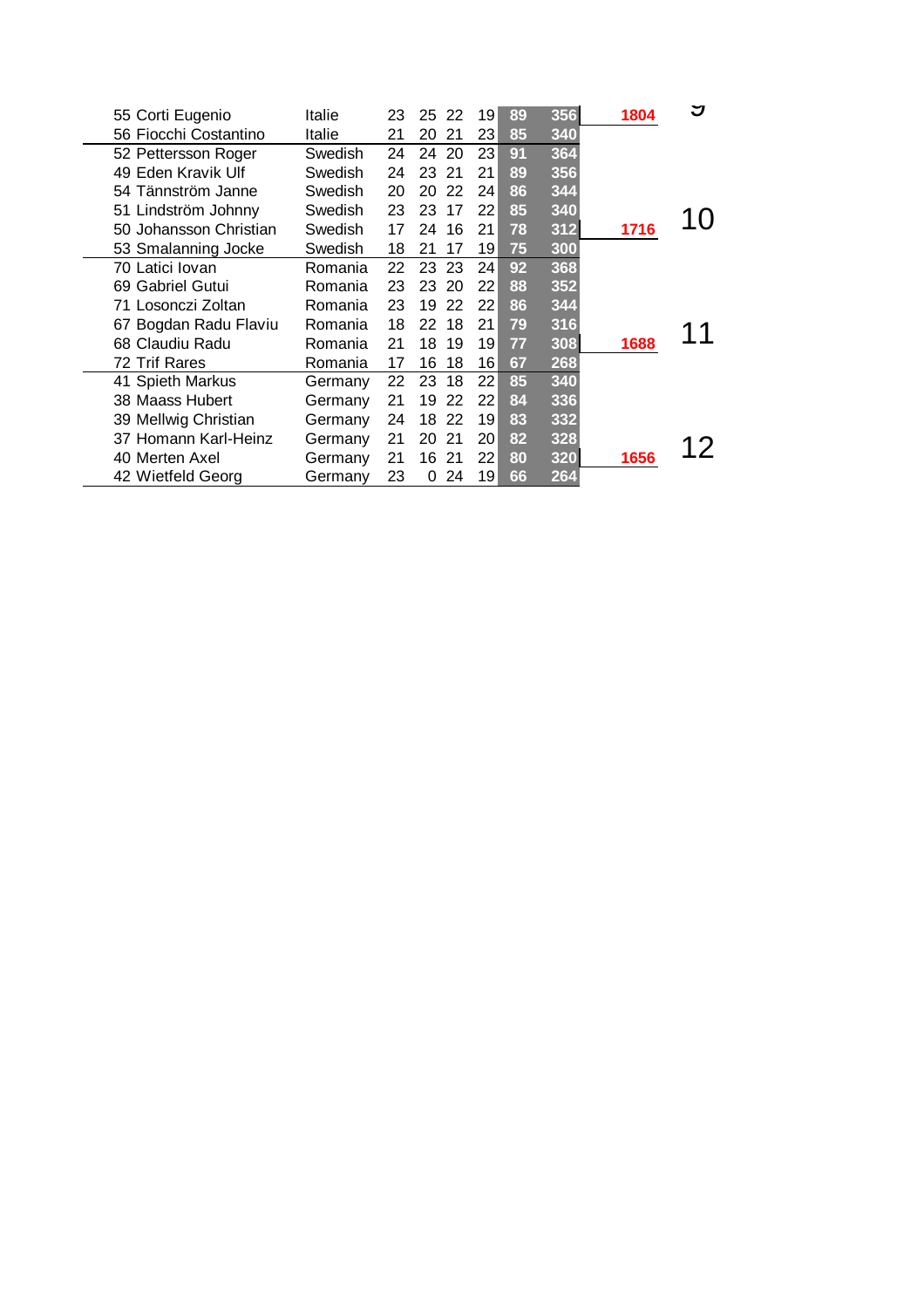| | | | | | | | | | |
|---|---|---|---|---|---|---|---|---|---|
| 55 Corti Eugenio | Italie | 23 | 25 | 22 | 19 | 89 | 356 | 1804 | 9 |
| 56 Fiocchi Costantino | Italie | 21 | 20 | 21 | 23 | 85 | 340 | | |
| 52 Pettersson Roger | Swedish | 24 | 24 | 20 | 23 | 91 | 364 | | |
| 49 Eden Kravik Ulf | Swedish | 24 | 23 | 21 | 21 | 89 | 356 | | |
| 54 Tännström Janne | Swedish | 20 | 20 | 22 | 24 | 86 | 344 | | |
| 51 Lindström Johnny | Swedish | 23 | 23 | 17 | 22 | 85 | 340 | | 10 |
| 50 Johansson Christian | Swedish | 17 | 24 | 16 | 21 | 78 | 312 | 1716 | |
| 53 Smalanning Jocke | Swedish | 18 | 21 | 17 | 19 | 75 | 300 | | |
| 70 Latici Iovan | Romania | 22 | 23 | 23 | 24 | 92 | 368 | | |
| 69 Gabriel Gutui | Romania | 23 | 23 | 20 | 22 | 88 | 352 | | |
| 71 Losonczi Zoltan | Romania | 23 | 19 | 22 | 22 | 86 | 344 | | |
| 67 Bogdan Radu Flaviu | Romania | 18 | 22 | 18 | 21 | 79 | 316 | | 11 |
| 68 Claudiu Radu | Romania | 21 | 18 | 19 | 19 | 77 | 308 | 1688 | |
| 72 Trif Rares | Romania | 17 | 16 | 18 | 16 | 67 | 268 | | |
| 41 Spieth Markus | Germany | 22 | 23 | 18 | 22 | 85 | 340 | | |
| 38 Maass Hubert | Germany | 21 | 19 | 22 | 22 | 84 | 336 | | |
| 39 Mellwig Christian | Germany | 24 | 18 | 22 | 19 | 83 | 332 | | |
| 37 Homann Karl-Heinz | Germany | 21 | 20 | 21 | 20 | 82 | 328 | | 12 |
| 40 Merten Axel | Germany | 21 | 16 | 21 | 22 | 80 | 320 | 1656 | |
| 42 Wietfeld Georg | Germany | 23 | 0 | 24 | 19 | 66 | 264 | | |